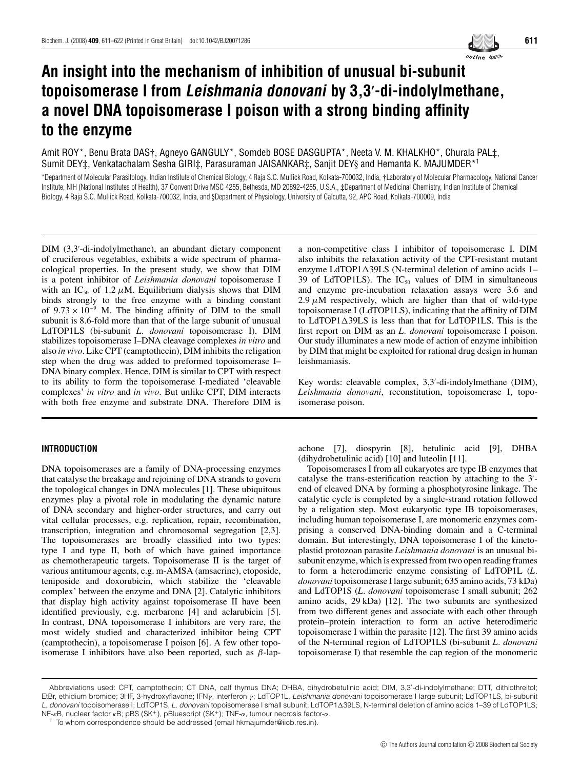# An insight into the mechanism of inhibition of unusual bi-subunit topoisomerase I from *Leishmania donovani* by 3,3′-di-indolylmethane, a novel DNA topoisomerase I poison with a strong binding affinity to the enzyme

Amit ROY*, Benu Brata DAS†, Agneyo GANGULY*, Somdeb BOSE DASGUPTA*, Neeta V. M. KHALKHO*, Churala PAL‡, Sumit DEY‡, Venkatachalam Sesha GIRI‡, Parasuraman JAISANKAR‡, Sanjit DEY§ and Hemanta K. MAJUMDER*[1]

*Department of Molecular Parasitology, Indian Institute of Chemical Biology, 4 Raja S.C. Mullick Road, Kolkata-700032, India, †Laboratory of Molecular Pharmacology, National Cancer Institute, NIH (National Institutes of Health), 37 Convent Drive MSC 4255, Bethesda, MD 20892-4255, U.S.A., ‡Department of Medicinal Chemistry, Indian Institute of Chemical Biology, 4 Raja S.C. Mullick Road, Kolkata-700032, India, and §Department of Physiology, University of Calcutta, 92, APC Road, Kolkata-700009, India

DIM (3,3′-di-indolylmethane), an abundant dietary component of cruciferous vegetables, exhibits a wide spectrum of pharmacological properties. In the present study, we show that DIM is a potent inhibitor of *Leishmania donovani* topoisomerase I with an $IC_{50}$ of 1.2 $\mu$M. Equilibrium dialysis shows that DIM binds strongly to the free enzyme with a binding constant of $9.73 \times 10^{-9}$ M. The binding affinity of DIM to the small subunit is 8.6-fold more than that of the large subunit of unusual LdTOP1LS (bi-subunit *L. donovani* topoisomerase I). DIM stabilizes topoisomerase I–DNA cleavage complexes *in vitro* and also *in vivo*. Like CPT (camptothecin), DIM inhibits the religation step when the drug was added to preformed topoisomerase I–DNA binary complex. Hence, DIM is similar to CPT with respect to its ability to form the topoisomerase I-mediated 'cleavable complexes' *in vitro* and *in vivo*. But unlike CPT, DIM interacts with both free enzyme and substrate DNA. Therefore DIM is a non-competitive class I inhibitor of topoisomerase I. DIM also inhibits the relaxation activity of the CPT-resistant mutant enzyme LdTOP1Δ39LS (N-terminal deletion of amino acids 1–39 of LdTOP1LS). The $IC_{50}$ values of DIM in simultaneous and enzyme pre-incubation relaxation assays were 3.6 and 2.9 $\mu$M respectively, which are higher than that of wild-type topoisomerase I (LdTOP1LS), indicating that the affinity of DIM to LdTOP1Δ39LS is less than that for LdTOP1LS. This is the first report on DIM as an *L. donovani* topoisomerase I poison. Our study illuminates a new mode of action of enzyme inhibition by DIM that might be exploited for rational drug design in human leishmaniasis.

Key words: cleavable complex, 3,3′-di-indolylmethane (DIM), *Leishmania donovani*, reconstitution, topoisomerase I, topoisomerase poison.

## INTRODUCTION

DNA topoisomerases are a family of DNA-processing enzymes that catalyse the breakage and rejoining of DNA strands to govern the topological changes in DNA molecules [1]. These ubiquitous enzymes play a pivotal role in modulating the dynamic nature of DNA secondary and higher-order structures, and carry out vital cellular processes, e.g. replication, repair, recombination, transcription, integration and chromosomal segregation [2,3]. The topoisomerases are broadly classified into two types: type I and type II, both of which have gained importance as chemotherapeutic targets. Topoisomerase II is the target of various antitumour agents, e.g. m-AMSA (amsacrine), etoposide, teniposide and doxorubicin, which stabilize the 'cleavable complex' between the enzyme and DNA [2]. Catalytic inhibitors that display high activity against topoisomerase II have been identified previously, e.g. merbarone [4] and aclarubicin [5]. In contrast, DNA topoisomerase I inhibitors are very rare, the most widely studied and characterized inhibitor being CPT (camptothecin), a topoisomerase I poison [6]. A few other topoisomerase I inhibitors have also been reported, such as $\beta$-lapachone [7], diospyrin [8], betulinic acid [9], DHBA (dihydrobetulinic acid) [10] and luteolin [11].

Topoisomerases I from all eukaryotes are type IB enzymes that catalyse the trans-esterification reaction by attaching to the 3′-end of cleaved DNA by forming a phosphotyrosine linkage. The catalytic cycle is completed by a single-strand rotation followed by a religation step. Most eukaryotic type IB topoisomerases, including human topoisomerase I, are monomeric enzymes comprising a conserved DNA-binding domain and a C-terminal domain. But interestingly, DNA topoisomerase I of the kinetoplastid protozoan parasite *Leishmania donovani* is an unusual bi-subunit enzyme, which is expressed from two open reading frames to form a heterodimeric enzyme consisting of LdTOP1L (*L. donovani* topoisomerase I large subunit; 635 amino acids, 73 kDa) and LdTOP1S (*L. donovani* topoisomerase I small subunit; 262 amino acids, 29 kDa) [12]. The two subunits are synthesized from two different genes and associate with each other through protein–protein interaction to form an active heterodimeric topoisomerase I within the parasite [12]. The first 39 amino acids of the N-terminal region of LdTOP1LS (bi-subunit *L. donovani* topoisomerase I) that resemble the cap region of the monomeric

Abbreviations used: CPT, camptothecin; CT DNA, calf thymus DNA; DHBA, dihydrobetulinic acid; DIM, 3,3′-di-indolylmethane; DTT, dithiothreitol; EtBr, ethidium bromide; 3HF, 3-hydroxyflavone; IFN$\gamma$, interferon $\gamma$; LdTOP1L, *Leishmania donovani* topoisomerase I large subunit; LdTOP1LS, bi-subunit *L. donovani* topoisomerase I; LdTOP1S, *L. donovani* topoisomerase I small subunit; LdTOP1Δ39LS, N-terminal deletion of amino acids 1–39 of LdTOP1LS; NF-$\kappa$B, nuclear factor $\kappa$B; pBS (SK+), pBluescript (SK+); TNF-$\alpha$, tumour necrosis factor-$\alpha$.

[1] To whom correspondence should be addressed (email hkmajumder@iicb.res.in).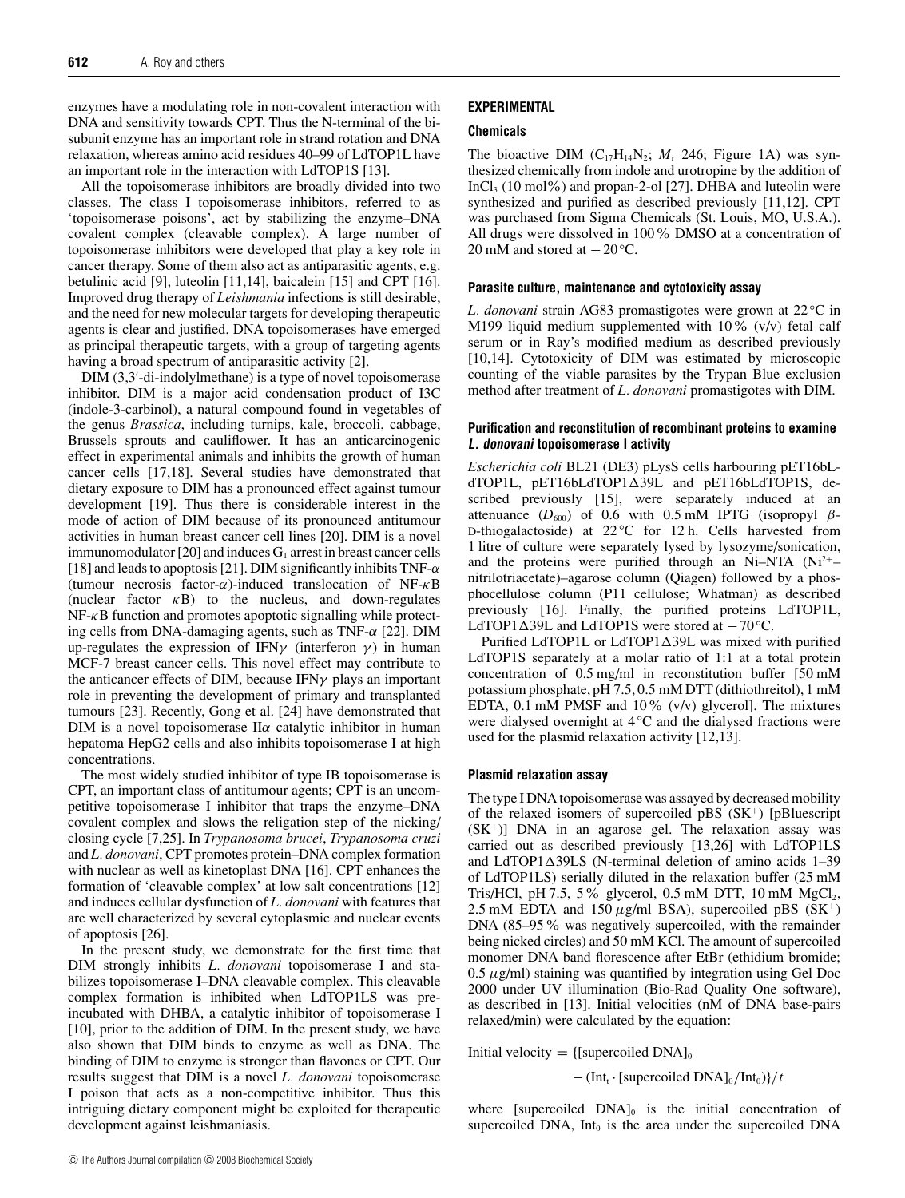enzymes have a modulating role in non-covalent interaction with DNA and sensitivity towards CPT. Thus the N-terminal of the bi-subunit enzyme has an important role in strand rotation and DNA relaxation, whereas amino acid residues 40–99 of LdTOP1L have an important role in the interaction with LdTOP1S [13].

All the topoisomerase inhibitors are broadly divided into two classes. The class I topoisomerase inhibitors, referred to as 'topoisomerase poisons', act by stabilizing the enzyme–DNA covalent complex (cleavable complex). A large number of topoisomerase inhibitors were developed that play a key role in cancer therapy. Some of them also act as antiparasitic agents, e.g. betulinic acid [9], luteolin [11,14], baicalein [15] and CPT [16]. Improved drug therapy of *Leishmania* infections is still desirable, and the need for new molecular targets for developing therapeutic agents is clear and justified. DNA topoisomerases have emerged as principal therapeutic targets, with a group of targeting agents having a broad spectrum of antiparasitic activity [2].

DIM (3,3′-di-indolylmethane) is a type of novel topoisomerase inhibitor. DIM is a major acid condensation product of I3C (indole-3-carbinol), a natural compound found in vegetables of the genus *Brassica*, including turnips, kale, broccoli, cabbage, Brussels sprouts and cauliflower. It has an anticarcinogenic effect in experimental animals and inhibits the growth of human cancer cells [17,18]. Several studies have demonstrated that dietary exposure to DIM has a pronounced effect against tumour development [19]. Thus there is considerable interest in the mode of action of DIM because of its pronounced antitumour activities in human breast cancer cell lines [20]. DIM is a novel immunomodulator [20] and induces $G_1$ arrest in breast cancer cells [18] and leads to apoptosis [21]. DIM significantly inhibits TNF-$\alpha$ (tumour necrosis factor-$\alpha$)-induced translocation of NF-$\kappa$B (nuclear factor $\kappa$B) to the nucleus, and down-regulates NF-$\kappa$B function and promotes apoptotic signalling while protecting cells from DNA-damaging agents, such as TNF-$\alpha$ [22]. DIM up-regulates the expression of IFN$\gamma$ (interferon $\gamma$) in human MCF-7 breast cancer cells. This novel effect may contribute to the anticancer effects of DIM, because IFN$\gamma$ plays an important role in preventing the development of primary and transplanted tumours [23]. Recently, Gong et al. [24] have demonstrated that DIM is a novel topoisomerase II$\alpha$ catalytic inhibitor in human hepatoma HepG2 cells and also inhibits topoisomerase I at high concentrations.

The most widely studied inhibitor of type IB topoisomerase is CPT, an important class of antitumour agents; CPT is an uncompetitive topoisomerase I inhibitor that traps the enzyme–DNA covalent complex and slows the religation step of the nicking/closing cycle [7,25]. In *Trypanosoma brucei*, *Trypanosoma cruzi* and *L. donovani*, CPT promotes protein–DNA complex formation with nuclear as well as kinetoplast DNA [16]. CPT enhances the formation of 'cleavable complex' at low salt concentrations [12] and induces cellular dysfunction of *L. donovani* with features that are well characterized by several cytoplasmic and nuclear events of apoptosis [26].

In the present study, we demonstrate for the first time that DIM strongly inhibits *L. donovani* topoisomerase I and stabilizes topoisomerase I–DNA cleavable complex. This cleavable complex formation is inhibited when LdTOP1LS was preincubated with DHBA, a catalytic inhibitor of topoisomerase I [10], prior to the addition of DIM. In the present study, we have also shown that DIM binds to enzyme as well as DNA. The binding of DIM to enzyme is stronger than flavones or CPT. Our results suggest that DIM is a novel *L. donovani* topoisomerase I poison that acts as a non-competitive inhibitor. Thus this intriguing dietary component might be exploited for therapeutic development against leishmaniasis.

## EXPERIMENTAL

### Chemicals

The bioactive DIM ($C_{17}H_{14}N_2$; $M_r$ 246; Figure 1A) was synthesized chemically from indole and urotropine by the addition of $InCl_3$ (10 mol%) and propan-2-ol [27]. DHBA and luteolin were synthesized and purified as described previously [11,12]. CPT was purchased from Sigma Chemicals (St. Louis, MO, U.S.A.). All drugs were dissolved in 100 % DMSO at a concentration of 20 mM and stored at − 20 °C.

### Parasite culture, maintenance and cytotoxicity assay

*L. donovani* strain AG83 promastigotes were grown at 22 °C in M199 liquid medium supplemented with 10 % (v/v) fetal calf serum or in Ray's modified medium as described previously [10,14]. Cytotoxicity of DIM was estimated by microscopic counting of the viable parasites by the Trypan Blue exclusion method after treatment of *L. donovani* promastigotes with DIM.

### Purification and reconstitution of recombinant proteins to examine *L. donovani* topoisomerase I activity

*Escherichia coli* BL21 (DE3) pLysS cells harbouring pET16bLdTOP1L, pET16bLdTOP1Δ39L and pET16bLdTOP1S, described previously [15], were separately induced at an attenuance ($D_{600}$) of 0.6 with 0.5 mM IPTG (isopropyl $\beta$-D-thiogalactoside) at 22 °C for 12 h. Cells harvested from 1 litre of culture were separately lysed by lysozyme/sonication, and the proteins were purified through an Ni–NTA ($Ni^{2+}$–nitrilotriacetate)–agarose column (Qiagen) followed by a phosphocellulose column (P11 cellulose; Whatman) as described previously [16]. Finally, the purified proteins LdTOP1L, LdTOP1Δ39L and LdTOP1S were stored at − 70 °C.

Purified LdTOP1L or LdTOP1Δ39L was mixed with purified LdTOP1S separately at a molar ratio of 1:1 at a total protein concentration of 0.5 mg/ml in reconstitution buffer [50 mM potassium phosphate, pH 7.5, 0.5 mM DTT (dithiothreitol), 1 mM EDTA, 0.1 mM PMSF and 10 % (v/v) glycerol]. The mixtures were dialysed overnight at 4 °C and the dialysed fractions were used for the plasmid relaxation activity [12,13].

### Plasmid relaxation assay

The type I DNA topoisomerase was assayed by decreased mobility of the relaxed isomers of supercoiled pBS ($SK^+$) [pBluescript ($SK^+$)] DNA in an agarose gel. The relaxation assay was carried out as described previously [13,26] with LdTOP1LS and LdTOP1Δ39LS (N-terminal deletion of amino acids 1–39 of LdTOP1LS) serially diluted in the relaxation buffer (25 mM Tris/HCl, pH 7.5, 5 % glycerol, 0.5 mM DTT, 10 mM $MgCl_2$, 2.5 mM EDTA and 150 $\mu$g/ml BSA), supercoiled pBS ($SK^+$) DNA (85–95 % was negatively supercoiled, with the remainder being nicked circles) and 50 mM KCl. The amount of supercoiled monomer DNA band florescence after EtBr (ethidium bromide; 0.5 $\mu$g/ml) staining was quantified by integration using Gel Doc 2000 under UV illumination (Bio-Rad Quality One software), as described in [13]. Initial velocities (nM of DNA base-pairs relaxed/min) were calculated by the equation:

$$\text{Initial velocity} = \{[\text{supercoiled DNA}]_0 - (\text{Int}_t \cdot [\text{supercoiled DNA}]_0/\text{Int}_0)\}/t$$

where $[\text{supercoiled DNA}]_0$ is the initial concentration of supercoiled DNA, $\text{Int}_0$ is the area under the supercoiled DNA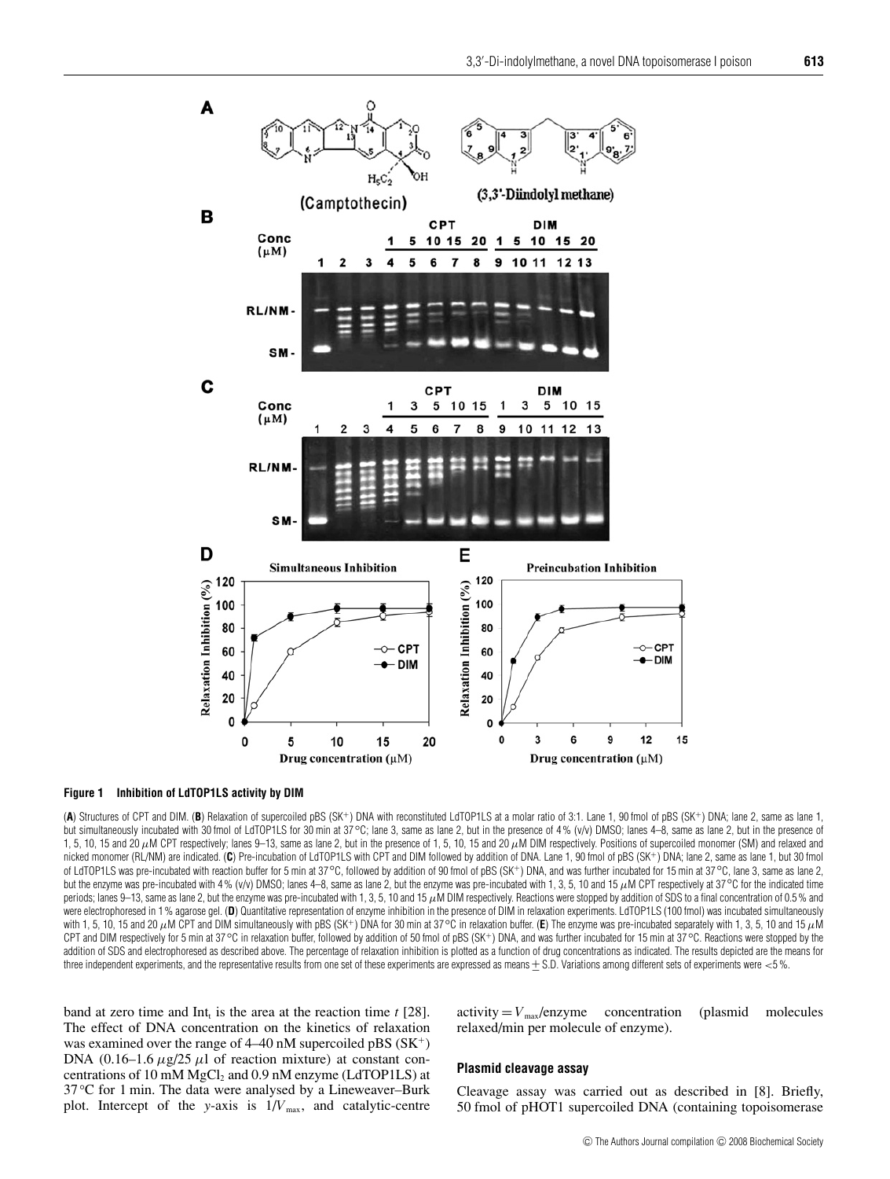**Figure 1 Inhibition of LdTOP1LS activity by DIM**

(**A**) Structures of CPT and DIM. (**B**) Relaxation of supercoiled pBS (SK$^+$) DNA with reconstituted LdTOP1LS at a molar ratio of 3:1. Lane 1, 90 fmol of pBS (SK$^+$) DNA; lane 2, same as lane 1, but simultaneously incubated with 30 fmol of LdTOP1LS for 30 min at 37 °C; lane 3, same as lane 2, but in the presence of 4 % (v/v) DMSO; lanes 4–8, same as lane 2, but in the presence of 1, 5, 10, 15 and 20 $\mu$M CPT respectively; lanes 9–13, same as lane 2, but in the presence of 1, 5, 10, 15 and 20 $\mu$M DIM respectively. Positions of supercoiled monomer (SM) and relaxed and nicked monomer (RL/NM) are indicated. (**C**) Pre-incubation of LdTOP1LS with CPT and DIM followed by addition of DNA. Lane 1, 90 fmol of pBS (SK$^+$) DNA; lane 2, same as lane 1, but 30 fmol of LdTOP1LS was pre-incubated with reaction buffer for 5 min at 37 °C, followed by addition of 90 fmol of pBS (SK$^+$) DNA, and was further incubated for 15 min at 37 °C, lane 3, same as lane 2, but the enzyme was pre-incubated with 4 % (v/v) DMSO; lanes 4–8, same as lane 2, but the enzyme was pre-incubated with 1, 3, 5, 10 and 15 $\mu$M CPT respectively at 37 °C for the indicated time periods; lanes 9–13, same as lane 2, but the enzyme was pre-incubated with 1, 3, 5, 10 and 15 $\mu$M DIM respectively. Reactions were stopped by addition of SDS to a final concentration of 0.5 % and were electrophoresed in 1 % agarose gel. (**D**) Quantitative representation of enzyme inhibition in the presence of DIM in relaxation experiments. LdTOP1LS (100 fmol) was incubated simultaneously with 1, 5, 10, 15 and 20 $\mu$M CPT and DIM simultaneously with pBS (SK$^+$) DNA for 30 min at 37 °C in relaxation buffer. (**E**) The enzyme was pre-incubated separately with 1, 3, 5, 10 and 15 $\mu$M CPT and DIM respectively for 5 min at 37 °C in relaxation buffer, followed by addition of 50 fmol of pBS (SK$^+$) DNA, and was further incubated for 15 min at 37 °C. Reactions were stopped by the addition of SDS and electrophoresed as described above. The percentage of relaxation inhibition is plotted as a function of drug concentrations as indicated. The results depicted are the means for three independent experiments, and the representative results from one set of these experiments are expressed as means ± S.D. Variations among different sets of experiments were <5 %.

band at zero time and $\text{Int}_t$ is the area at the reaction time $t$ [28]. The effect of DNA concentration on the kinetics of relaxation was examined over the range of 4–40 nM supercoiled pBS (SK$^+$) DNA (0.16–1.6 $\mu$g/25 $\mu$l of reaction mixture) at constant concentrations of 10 mM $MgCl_2$ and 0.9 nM enzyme (LdTOP1LS) at 37 °C for 1 min. The data were analysed by a Lineweaver–Burk plot. Intercept of the $y$-axis is $1/V_{max}$, and catalytic-centre activity $= V_{max}$/enzyme concentration (plasmid molecules relaxed/min per molecule of enzyme).

### Plasmid cleavage assay

Cleavage assay was carried out as described in [8]. Briefly, 50 fmol of pHOT1 supercoiled DNA (containing topoisomerase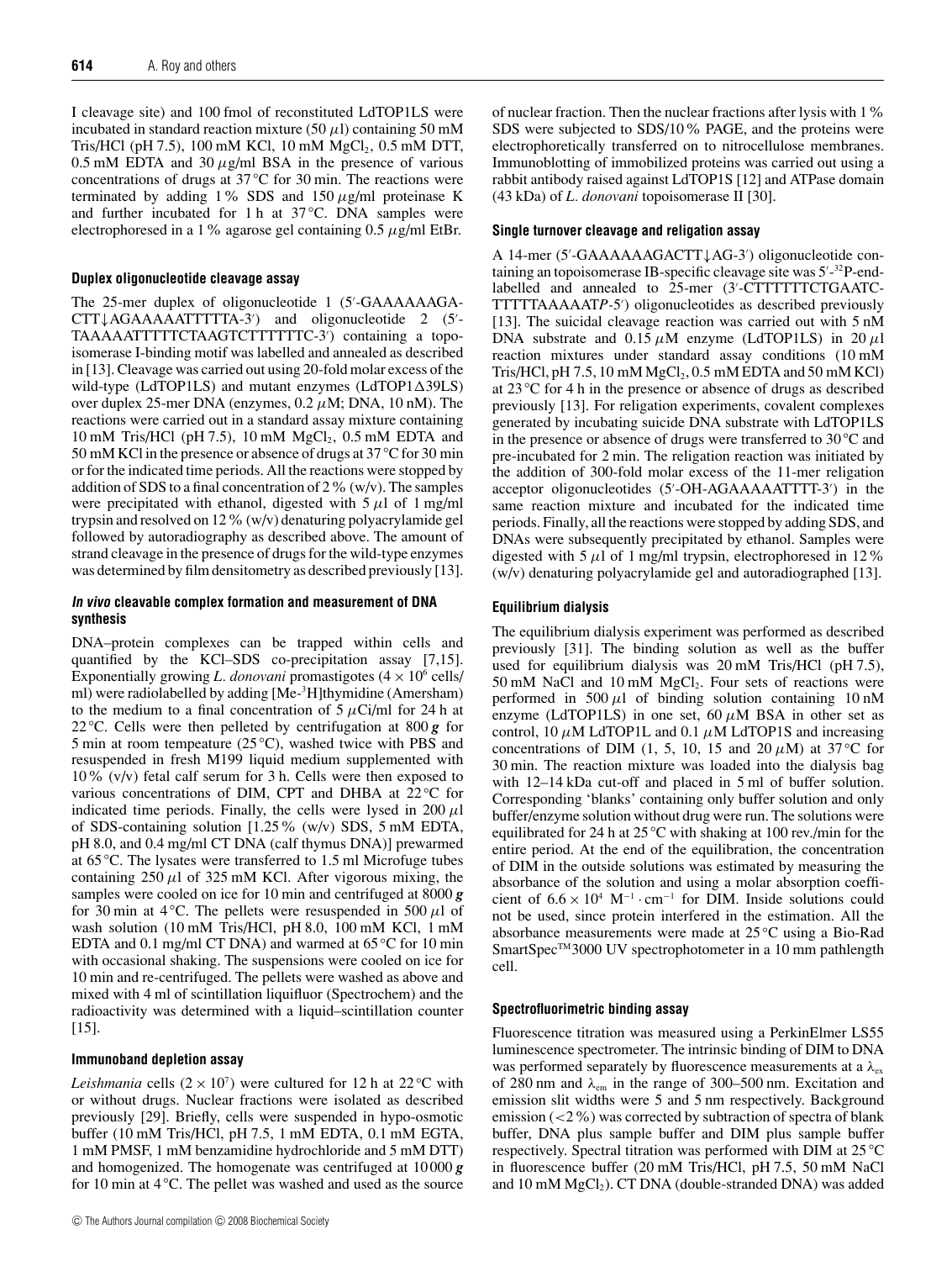I cleavage site) and 100 fmol of reconstituted LdTOP1LS were incubated in standard reaction mixture (50 $\mu$l) containing 50 mM Tris/HCl (pH 7.5), 100 mM KCl, 10 mM $MgCl_2$, 0.5 mM DTT, 0.5 mM EDTA and 30 $\mu$g/ml BSA in the presence of various concentrations of drugs at 37 °C for 30 min. The reactions were terminated by adding 1 % SDS and 150 $\mu$g/ml proteinase K and further incubated for 1 h at 37 °C. DNA samples were electrophoresed in a 1 % agarose gel containing 0.5 $\mu$g/ml EtBr.

#### Duplex oligonucleotide cleavage assay

The 25-mer duplex of oligonucleotide 1 (5′-GAAAAAAGA-CTT↓AGAAAAATTTTTA-3′) and oligonucleotide 2 (5′-TAAAAATTTTTCTAAGTCTTTTTTC-3′) containing a topoisomerase I-binding motif was labelled and annealed as described in [13]. Cleavage was carried out using 20-fold molar excess of the wild-type (LdTOP1LS) and mutant enzymes (LdTOP1Δ39LS) over duplex 25-mer DNA (enzymes, 0.2 $\mu$M; DNA, 10 nM). The reactions were carried out in a standard assay mixture containing 10 mM Tris/HCl (pH 7.5), 10 mM $MgCl_2$, 0.5 mM EDTA and 50 mM KCl in the presence or absence of drugs at 37 °C for 30 min or for the indicated time periods. All the reactions were stopped by addition of SDS to a final concentration of 2 % (w/v). The samples were precipitated with ethanol, digested with 5 $\mu$l of 1 mg/ml trypsin and resolved on 12 % (w/v) denaturing polyacrylamide gel followed by autoradiography as described above. The amount of strand cleavage in the presence of drugs for the wild-type enzymes was determined by film densitometry as described previously [13].

#### *In vivo* cleavable complex formation and measurement of DNA synthesis

DNA–protein complexes can be trapped within cells and quantified by the KCl–SDS co-precipitation assay [7,15]. Exponentially growing *L. donovani* promastigotes ($4 \times 10^6$ cells/ml) were radiolabelled by adding [Me-$^3$H]thymidine (Amersham) to the medium to a final concentration of 5 $\mu$Ci/ml for 24 h at 22 °C. Cells were then pelleted by centrifugation at 800 ***g*** for 5 min at room tempeature (25 °C), washed twice with PBS and resuspended in fresh M199 liquid medium supplemented with 10 % (v/v) fetal calf serum for 3 h. Cells were then exposed to various concentrations of DIM, CPT and DHBA at 22 °C for indicated time periods. Finally, the cells were lysed in 200 $\mu$l of SDS-containing solution [1.25 % (w/v) SDS, 5 mM EDTA, pH 8.0, and 0.4 mg/ml CT DNA (calf thymus DNA)] prewarmed at 65 °C. The lysates were transferred to 1.5 ml Microfuge tubes containing 250 $\mu$l of 325 mM KCl. After vigorous mixing, the samples were cooled on ice for 10 min and centrifuged at 8000 ***g*** for 30 min at 4 °C. The pellets were resuspended in 500 $\mu$l of wash solution (10 mM Tris/HCl, pH 8.0, 100 mM KCl, 1 mM EDTA and 0.1 mg/ml CT DNA) and warmed at 65 °C for 10 min with occasional shaking. The suspensions were cooled on ice for 10 min and re-centrifuged. The pellets were washed as above and mixed with 4 ml of scintillation liquifluor (Spectrochem) and the radioactivity was determined with a liquid–scintillation counter [15].

#### Immunoband depletion assay

*Leishmania* cells ($2 \times 10^7$) were cultured for 12 h at 22 °C with or without drugs. Nuclear fractions were isolated as described previously [29]. Briefly, cells were suspended in hypo-osmotic buffer (10 mM Tris/HCl, pH 7.5, 1 mM EDTA, 0.1 mM EGTA, 1 mM PMSF, 1 mM benzamidine hydrochloride and 5 mM DTT) and homogenized. The homogenate was centrifuged at 10 000 ***g*** for 10 min at 4 °C. The pellet was washed and used as the source of nuclear fraction. Then the nuclear fractions after lysis with 1 % SDS were subjected to SDS/10 % PAGE, and the proteins were electrophoretically transferred on to nitrocellulose membranes. Immunoblotting of immobilized proteins was carried out using a rabbit antibody raised against LdTOP1S [12] and ATPase domain (43 kDa) of *L. donovani* topoisomerase II [30].

#### Single turnover cleavage and religation assay

A 14-mer (5′-GAAAAAAGACTT↓AG-3′) oligonucleotide containing an topoisomerase IB-specific cleavage site was 5′-$^{32}$P-end-labelled and annealed to 25-mer (3′-CTTTTTTCTGAATC-TTTTTAAAAAT*P*-5′) oligonucleotides as described previously [13]. The suicidal cleavage reaction was carried out with 5 nM DNA substrate and 0.15 $\mu$M enzyme (LdTOP1LS) in 20 $\mu$l reaction mixtures under standard assay conditions (10 mM Tris/HCl, pH 7.5, 10 mM $MgCl_2$, 0.5 mM EDTA and 50 mM KCl) at 23 °C for 4 h in the presence or absence of drugs as described previously [13]. For religation experiments, covalent complexes generated by incubating suicide DNA substrate with LdTOP1LS in the presence or absence of drugs were transferred to 30 °C and pre-incubated for 2 min. The religation reaction was initiated by the addition of 300-fold molar excess of the 11-mer religation acceptor oligonucleotides (5′-OH-AGAAAAATTTT-3′) in the same reaction mixture and incubated for the indicated time periods. Finally, all the reactions were stopped by adding SDS, and DNAs were subsequently precipitated by ethanol. Samples were digested with 5 $\mu$l of 1 mg/ml trypsin, electrophoresed in 12 % (w/v) denaturing polyacrylamide gel and autoradiographed [13].

#### Equilibrium dialysis

The equilibrium dialysis experiment was performed as described previously [31]. The binding solution as well as the buffer used for equilibrium dialysis was 20 mM Tris/HCl (pH 7.5), 50 mM NaCl and 10 mM $MgCl_2$. Four sets of reactions were performed in 500 $\mu$l of binding solution containing 10 nM enzyme (LdTOP1LS) in one set, 60 $\mu$M BSA in other set as control, 10 $\mu$M LdTOP1L and 0.1 $\mu$M LdTOP1S and increasing concentrations of DIM (1, 5, 10, 15 and 20 $\mu$M) at 37 °C for 30 min. The reaction mixture was loaded into the dialysis bag with 12–14 kDa cut-off and placed in 5 ml of buffer solution. Corresponding 'blanks' containing only buffer solution and only buffer/enzyme solution without drug were run. The solutions were equilibrated for 24 h at 25 °C with shaking at 100 rev./min for the entire period. At the end of the equilibration, the concentration of DIM in the outside solutions was estimated by measuring the absorbance of the solution and using a molar absorption coefficient of $6.6 \times 10^4$ $M^{-1} \cdot cm^{-1}$ for DIM. Inside solutions could not be used, since protein interfered in the estimation. All the absorbance measurements were made at 25 °C using a Bio-Rad SmartSpec™3000 UV spectrophotometer in a 10 mm pathlength cell.

#### Spectrofluorimetric binding assay

Fluorescence titration was measured using a PerkinElmer LS55 luminescence spectrometer. The intrinsic binding of DIM to DNA was performed separately by fluorescence measurements at a $\lambda_{ex}$ of 280 nm and $\lambda_{em}$ in the range of 300–500 nm. Excitation and emission slit widths were 5 and 5 nm respectively. Background emission (<2 %) was corrected by subtraction of spectra of blank buffer, DNA plus sample buffer and DIM plus sample buffer respectively. Spectral titration was performed with DIM at 25 °C in fluorescence buffer (20 mM Tris/HCl, pH 7.5, 50 mM NaCl and 10 mM $MgCl_2$). CT DNA (double-stranded DNA) was added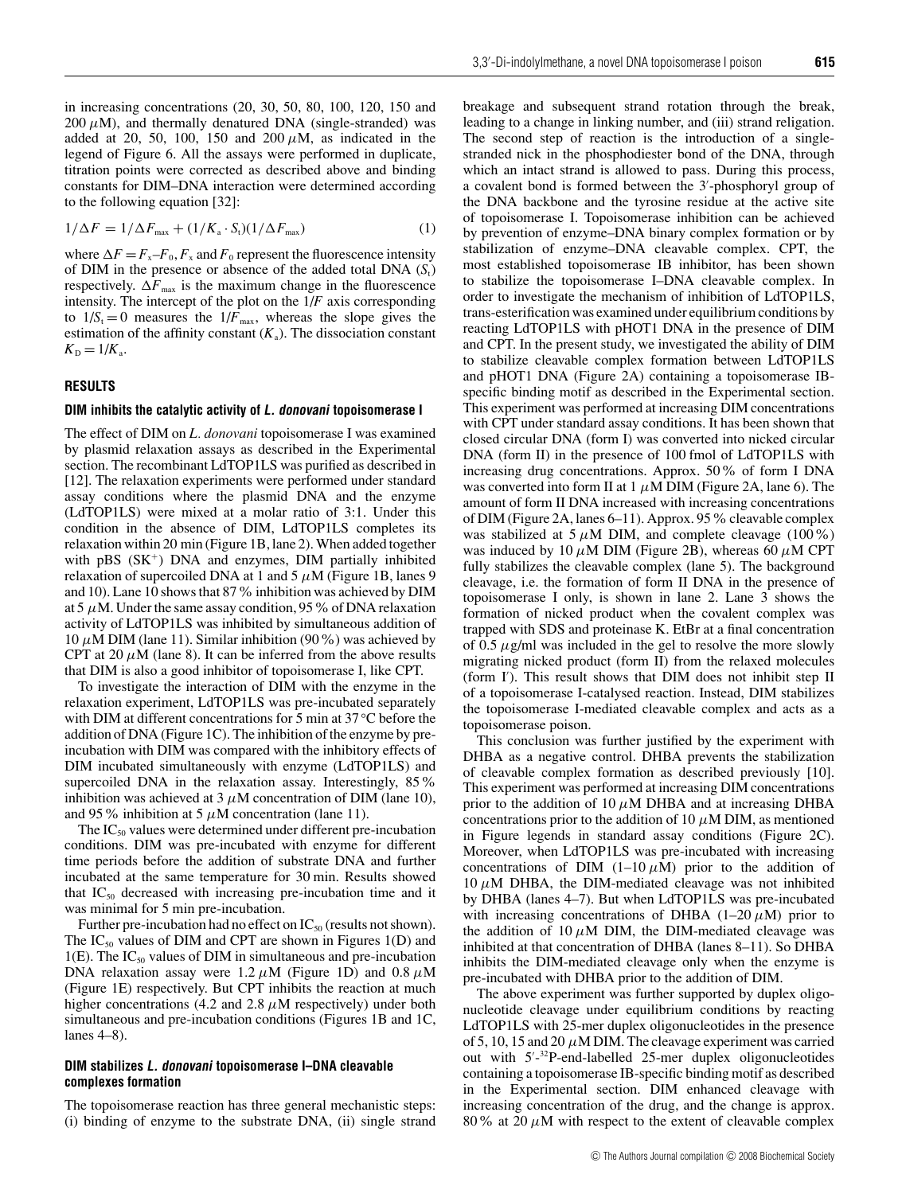in increasing concentrations (20, 30, 50, 80, 100, 120, 150 and 200 $\mu$M), and thermally denatured DNA (single-stranded) was added at 20, 50, 100, 150 and 200 $\mu$M, as indicated in the legend of Figure 6. All the assays were performed in duplicate, titration points were corrected as described above and binding constants for DIM–DNA interaction were determined according to the following equation [32]:

$$1/\Delta F = 1/\Delta F_{max} + (1/K_a \cdot S_t)(1/\Delta F_{max}) \quad (1)$$

where $\Delta F = F_x - F_0$, $F_x$ and $F_0$ represent the fluorescence intensity of DIM in the presence or absence of the added total DNA ($S_t$) respectively. $\Delta F_{max}$ is the maximum change in the fluorescence intensity. The intercept of the plot on the $1/F$ axis corresponding to $1/S_t = 0$ measures the $1/F_{max}$, whereas the slope gives the estimation of the affinity constant ($K_a$). The dissociation constant $K_D = 1/K_a$.

## RESULTS

### DIM inhibits the catalytic activity of *L. donovani* topoisomerase I

The effect of DIM on *L. donovani* topoisomerase I was examined by plasmid relaxation assays as described in the Experimental section. The recombinant LdTOP1LS was purified as described in [12]. The relaxation experiments were performed under standard assay conditions where the plasmid DNA and the enzyme (LdTOP1LS) were mixed at a molar ratio of 3:1. Under this condition in the absence of DIM, LdTOP1LS completes its relaxation within 20 min (Figure 1B, lane 2). When added together with pBS (SK$^+$) DNA and enzymes, DIM partially inhibited relaxation of supercoiled DNA at 1 and 5 $\mu$M (Figure 1B, lanes 9 and 10). Lane 10 shows that 87 % inhibition was achieved by DIM at 5 $\mu$M. Under the same assay condition, 95 % of DNA relaxation activity of LdTOP1LS was inhibited by simultaneous addition of 10 $\mu$M DIM (lane 11). Similar inhibition (90 %) was achieved by CPT at 20 $\mu$M (lane 8). It can be inferred from the above results that DIM is also a good inhibitor of topoisomerase I, like CPT.

To investigate the interaction of DIM with the enzyme in the relaxation experiment, LdTOP1LS was pre-incubated separately with DIM at different concentrations for 5 min at 37 °C before the addition of DNA (Figure 1C). The inhibition of the enzyme by pre-incubation with DIM was compared with the inhibitory effects of DIM incubated simultaneously with enzyme (LdTOP1LS) and supercoiled DNA in the relaxation assay. Interestingly, 85 % inhibition was achieved at 3 $\mu$M concentration of DIM (lane 10), and 95 % inhibition at 5 $\mu$M concentration (lane 11).

The $IC_{50}$ values were determined under different pre-incubation conditions. DIM was pre-incubated with enzyme for different time periods before the addition of substrate DNA and further incubated at the same temperature for 30 min. Results showed that $IC_{50}$ decreased with increasing pre-incubation time and it was minimal for 5 min pre-incubation.

Further pre-incubation had no effect on $IC_{50}$ (results not shown). The $IC_{50}$ values of DIM and CPT are shown in Figures 1(D) and 1(E). The $IC_{50}$ values of DIM in simultaneous and pre-incubation DNA relaxation assay were 1.2 $\mu$M (Figure 1D) and 0.8 $\mu$M (Figure 1E) respectively. But CPT inhibits the reaction at much higher concentrations (4.2 and 2.8 $\mu$M respectively) under both simultaneous and pre-incubation conditions (Figures 1B and 1C, lanes 4–8).

### DIM stabilizes *L. donovani* topoisomerase I–DNA cleavable complexes formation

The topoisomerase reaction has three general mechanistic steps: (i) binding of enzyme to the substrate DNA, (ii) single strand breakage and subsequent strand rotation through the break, leading to a change in linking number, and (iii) strand religation. The second step of reaction is the introduction of a single-stranded nick in the phosphodiester bond of the DNA, through which an intact strand is allowed to pass. During this process, a covalent bond is formed between the 3′-phosphoryl group of the DNA backbone and the tyrosine residue at the active site of topoisomerase I. Topoisomerase inhibition can be achieved by prevention of enzyme–DNA binary complex formation or by stabilization of enzyme–DNA cleavable complex. CPT, the most established topoisomerase IB inhibitor, has been shown to stabilize the topoisomerase I–DNA cleavable complex. In order to investigate the mechanism of inhibition of LdTOP1LS, trans-esterification was examined under equilibrium conditions by reacting LdTOP1LS with pHOT1 DNA in the presence of DIM and CPT. In the present study, we investigated the ability of DIM to stabilize cleavable complex formation between LdTOP1LS and pHOT1 DNA (Figure 2A) containing a topoisomerase IB-specific binding motif as described in the Experimental section. This experiment was performed at increasing DIM concentrations with CPT under standard assay conditions. It has been shown that closed circular DNA (form I) was converted into nicked circular DNA (form II) in the presence of 100 fmol of LdTOP1LS with increasing drug concentrations. Approx. 50 % of form I DNA was converted into form II at 1 $\mu$M DIM (Figure 2A, lane 6). The amount of form II DNA increased with increasing concentrations of DIM (Figure 2A, lanes 6–11). Approx. 95 % cleavable complex was stabilized at 5 $\mu$M DIM, and complete cleavage (100 %) was induced by 10 $\mu$M DIM (Figure 2B), whereas 60 $\mu$M CPT fully stabilizes the cleavable complex (lane 5). The background cleavage, i.e. the formation of form II DNA in the presence of topoisomerase I only, is shown in lane 2. Lane 3 shows the formation of nicked product when the covalent complex was trapped with SDS and proteinase K. EtBr at a final concentration of 0.5 $\mu$g/ml was included in the gel to resolve the more slowly migrating nicked product (form II) from the relaxed molecules (form I′). This result shows that DIM does not inhibit step II of a topoisomerase I-catalysed reaction. Instead, DIM stabilizes the topoisomerase I-mediated cleavable complex and acts as a topoisomerase poison.

This conclusion was further justified by the experiment with DHBA as a negative control. DHBA prevents the stabilization of cleavable complex formation as described previously [10]. This experiment was performed at increasing DIM concentrations prior to the addition of 10 $\mu$M DHBA and at increasing DHBA concentrations prior to the addition of 10 $\mu$M DIM, as mentioned in Figure legends in standard assay conditions (Figure 2C). Moreover, when LdTOP1LS was pre-incubated with increasing concentrations of DIM (1–10 $\mu$M) prior to the addition of 10 $\mu$M DHBA, the DIM-mediated cleavage was not inhibited by DHBA (lanes 4–7). But when LdTOP1LS was pre-incubated with increasing concentrations of DHBA (1–20 $\mu$M) prior to the addition of 10 $\mu$M DIM, the DIM-mediated cleavage was inhibited at that concentration of DHBA (lanes 8–11). So DHBA inhibits the DIM-mediated cleavage only when the enzyme is pre-incubated with DHBA prior to the addition of DIM.

The above experiment was further supported by duplex oligonucleotide cleavage under equilibrium conditions by reacting LdTOP1LS with 25-mer duplex oligonucleotides in the presence of 5, 10, 15 and 20 $\mu$M DIM. The cleavage experiment was carried out with 5′-$^{32}$P-end-labelled 25-mer duplex oligonucleotides containing a topoisomerase IB-specific binding motif as described in the Experimental section. DIM enhanced cleavage with increasing concentration of the drug, and the change is approx. 80 % at 20 $\mu$M with respect to the extent of cleavable complex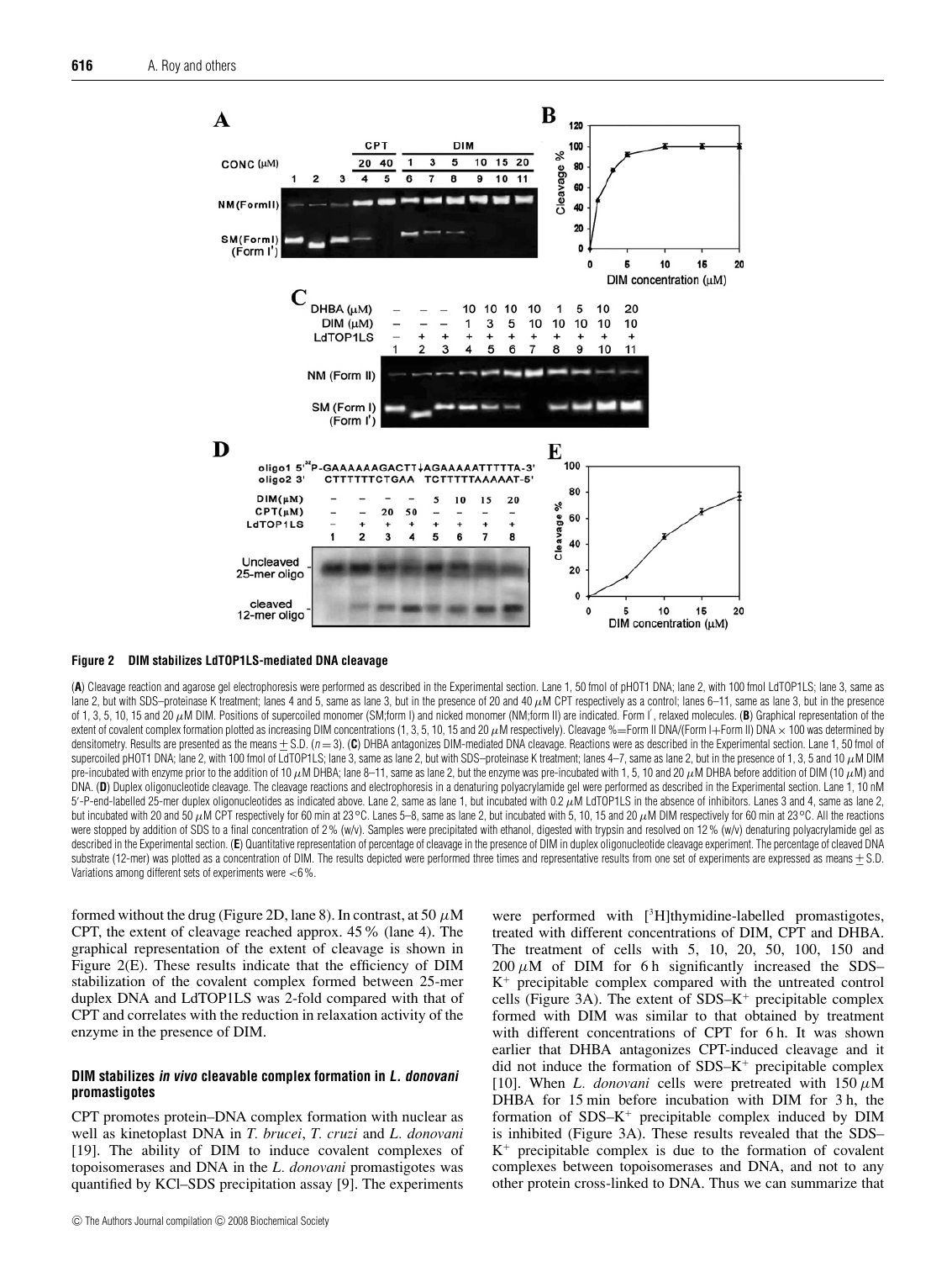**Figure 2 DIM stabilizes LdTOP1LS-mediated DNA cleavage**

(**A**) Cleavage reaction and agarose gel electrophoresis were performed as described in the Experimental section. Lane 1, 50 fmol of pHOT1 DNA; lane 2, with 100 fmol LdTOP1LS; lane 3, same as lane 2, but with SDS–proteinase K treatment; lanes 4 and 5, same as lane 3, but in the presence of 20 and 40 $\mu$M CPT respectively as a control; lanes 6–11, same as lane 3, but in the presence of 1, 3, 5, 10, 15 and 20 $\mu$M DIM. Positions of supercoiled monomer (SM;form I) and nicked monomer (NM;form II) are indicated. Form I′, relaxed molecules. (**B**) Graphical representation of the extent of covalent complex formation plotted as increasing DIM concentrations (1, 3, 5, 10, 15 and 20 $\mu$M respectively). Cleavage %=Form II DNA/(Form I+Form II) DNA × 100 was determined by densitometry. Results are presented as the means ± S.D. ($n = 3$). (**C**) DHBA antagonizes DIM-mediated DNA cleavage. Reactions were as described in the Experimental section. Lane 1, 50 fmol of supercoiled pHOT1 DNA; lane 2, with 100 fmol of LdTOP1LS; lane 3, same as lane 2, but with SDS–proteinase K treatment; lanes 4–7, same as lane 2, but in the presence of 1, 3, 5 and 10 $\mu$M DIM pre-incubated with enzyme prior to the addition of 10 $\mu$M DHBA; lane 8–11, same as lane 2, but the enzyme was pre-incubated with 1, 5, 10 and 20 $\mu$M DHBA before addition of DIM (10 $\mu$M) and DNA. (**D**) Duplex oligonucleotide cleavage. The cleavage reactions and electrophoresis in a denaturing polyacrylamide gel were performed as described in the Experimental section. Lane 1, 10 nM 5′-P-end-labelled 25-mer duplex oligonucleotides as indicated above. Lane 2, same as lane 1, but incubated with 0.2 $\mu$M LdTOP1LS in the absence of inhibitors. Lanes 3 and 4, same as lane 2, but incubated with 20 and 50 $\mu$M CPT respectively for 60 min at 23 °C. Lanes 5–8, same as lane 2, but incubated with 5, 10, 15 and 20 $\mu$M DIM respectively for 60 min at 23 °C. All the reactions were stopped by addition of SDS to a final concentration of 2 % (w/v). Samples were precipitated with ethanol, digested with trypsin and resolved on 12 % (w/v) denaturing polyacrylamide gel as described in the Experimental section. (**E**) Quantitative representation of percentage of cleavage in the presence of DIM in duplex oligonucleotide cleavage experiment. The percentage of cleaved DNA substrate (12-mer) was plotted as a concentration of DIM. The results depicted were performed three times and representative results from one set of experiments are expressed as means ± S.D. Variations among different sets of experiments were <6 %.

formed without the drug (Figure 2D, lane 8). In contrast, at 50 $\mu$M CPT, the extent of cleavage reached approx. 45 % (lane 4). The graphical representation of the extent of cleavage is shown in Figure 2(E). These results indicate that the efficiency of DIM stabilization of the covalent complex formed between 25-mer duplex DNA and LdTOP1LS was 2-fold compared with that of CPT and correlates with the reduction in relaxation activity of the enzyme in the presence of DIM.

### DIM stabilizes *in vivo* cleavable complex formation in *L. donovani* promastigotes

CPT promotes protein–DNA complex formation with nuclear as well as kinetoplast DNA in *T. brucei*, *T. cruzi* and *L. donovani* [19]. The ability of DIM to induce covalent complexes of topoisomerases and DNA in the *L. donovani* promastigotes was quantified by KCl–SDS precipitation assay [9]. The experiments were performed with [$^3$H]thymidine-labelled promastigotes, treated with different concentrations of DIM, CPT and DHBA. The treatment of cells with 5, 10, 20, 50, 100, 150 and 200 $\mu$M of DIM for 6 h significantly increased the SDS–$K^+$ precipitable complex compared with the untreated control cells (Figure 3A). The extent of SDS–$K^+$ precipitable complex formed with DIM was similar to that obtained by treatment with different concentrations of CPT for 6 h. It was shown earlier that DHBA antagonizes CPT-induced cleavage and it did not induce the formation of SDS–$K^+$ precipitable complex [10]. When *L. donovani* cells were pretreated with 150 $\mu$M DHBA for 15 min before incubation with DIM for 3 h, the formation of SDS–$K^+$ precipitable complex induced by DIM is inhibited (Figure 3A). These results revealed that the SDS–$K^+$ precipitable complex is due to the formation of covalent complexes between topoisomerases and DNA, and not to any other protein cross-linked to DNA. Thus we can summarize that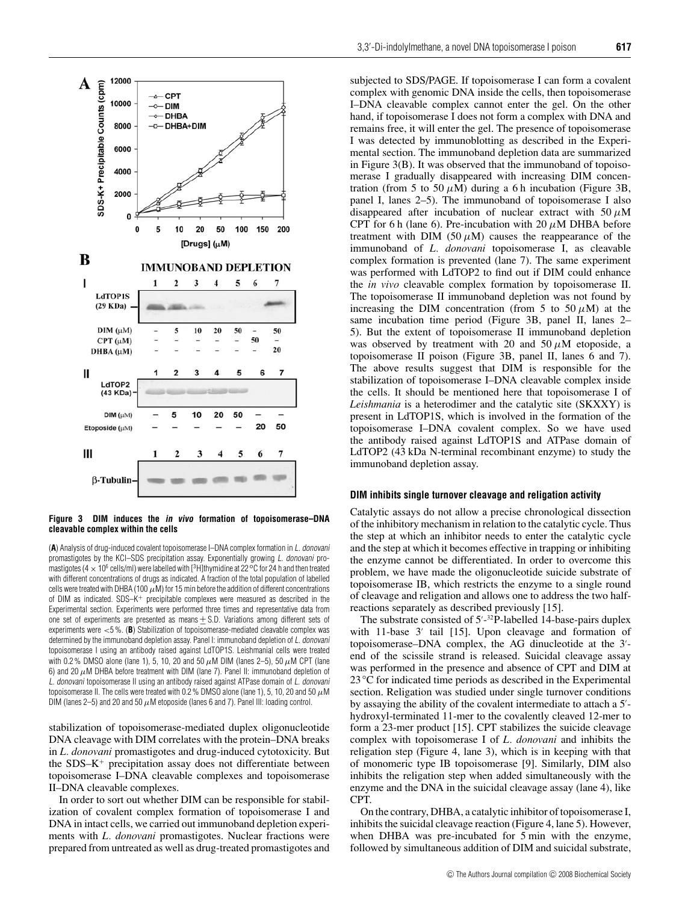**Figure 3 DIM induces the *in vivo* formation of topoisomerase–DNA cleavable complex within the cells**

(**A**) Analysis of drug-induced covalent topoisomerase I–DNA complex formation in *L. donovani* promastigotes by the KCl–SDS precipitation assay. Exponentially growing *L. donovani* promastigotes ($4 \times 10^6$ cells/ml) were labelled with [$^3$H]thymidine at 22 °C for 24 h and then treated with different concentrations of drugs as indicated. A fraction of the total population of labelled cells were treated with DHBA (100 $\mu$M) for 15 min before the addition of different concentrations of DIM as indicated. SDS–$K^+$ precipitable complexes were measured as described in the Experimental section. Experiments were performed three times and representative data from one set of experiments are presented as means ± S.D. Variations among different sets of experiments were <5 %. (**B**) Stabilization of topoisomerase-mediated cleavable complex was determined by the immunoband depletion assay. Panel I: immunoband depletion of *L. donovani* topoisomerase I using an antibody raised against LdTOP1S. Leishmanial cells were treated with 0.2 % DMSO alone (lane 1), 5, 10, 20 and 50 $\mu$M DIM (lanes 2–5), 50 $\mu$M CPT (lane 6) and 20 $\mu$M DHBA before treatment with DIM (lane 7). Panel II: immunoband depletion of *L. donovani* topoisomerase II using an antibody raised against ATPase domain of *L. donovani* topoisomerase II. The cells were treated with 0.2 % DMSO alone (lane 1), 5, 10, 20 and 50 $\mu$M DIM (lanes 2–5) and 20 and 50 $\mu$M etoposide (lanes 6 and 7). Panel III: loading control.

stabilization of topoisomerase-mediated duplex oligonucleotide DNA cleavage with DIM correlates with the protein–DNA breaks in *L. donovani* promastigotes and drug-induced cytotoxicity. But the SDS–$K^+$ precipitation assay does not differentiate between topoisomerase I–DNA cleavable complexes and topoisomerase II–DNA cleavable complexes.

In order to sort out whether DIM can be responsible for stabilization of covalent complex formation of topoisomerase I and DNA in intact cells, we carried out immunoband depletion experiments with *L. donovani* promastigotes. Nuclear fractions were prepared from untreated as well as drug-treated promastigotes and subjected to SDS/PAGE. If topoisomerase I can form a covalent complex with genomic DNA inside the cells, then topoisomerase I–DNA cleavable complex cannot enter the gel. On the other hand, if topoisomerase I does not form a complex with DNA and remains free, it will enter the gel. The presence of topoisomerase I was detected by immunoblotting as described in the Experimental section. The immunoband depletion data are summarized in Figure 3(B). It was observed that the immunoband of topoisomerase I gradually disappeared with increasing DIM concentration (from 5 to 50 $\mu$M) during a 6 h incubation (Figure 3B, panel I, lanes 2–5). The immunoband of topoisomerase I also disappeared after incubation of nuclear extract with 50 $\mu$M CPT for 6 h (lane 6). Pre-incubation with 20 $\mu$M DHBA before treatment with DIM (50 $\mu$M) causes the reappearance of the immunoband of *L. donovani* topoisomerase I, as cleavable complex formation is prevented (lane 7). The same experiment was performed with LdTOP2 to find out if DIM could enhance the *in vivo* cleavable complex formation by topoisomerase II. The topoisomerase II immunoband depletion was not found by increasing the DIM concentration (from 5 to 50 $\mu$M) at the same incubation time period (Figure 3B, panel II, lanes 2–5). But the extent of topoisomerase II immunoband depletion was observed by treatment with 20 and 50 $\mu$M etoposide, a topoisomerase II poison (Figure 3B, panel II, lanes 6 and 7). The above results suggest that DIM is responsible for the stabilization of topoisomerase I–DNA cleavable complex inside the cells. It should be mentioned here that topoisomerase I of *Leishmania* is a heterodimer and the catalytic site (SKXXY) is present in LdTOP1S, which is involved in the formation of the topoisomerase I–DNA covalent complex. So we have used the antibody raised against LdTOP1S and ATPase domain of LdTOP2 (43 kDa N-terminal recombinant enzyme) to study the immunoband depletion assay.

### DIM inhibits single turnover cleavage and religation activity

Catalytic assays do not allow a precise chronological dissection of the inhibitory mechanism in relation to the catalytic cycle. Thus the step at which an inhibitor needs to enter the catalytic cycle and the step at which it becomes effective in trapping or inhibiting the enzyme cannot be differentiated. In order to overcome this problem, we have made the oligonucleotide suicide substrate of topoisomerase IB, which restricts the enzyme to a single round of cleavage and religation and allows one to address the two half-reactions separately as described previously [15].

The substrate consisted of 5′-$^{32}$P-labelled 14-base-pairs duplex with 11-base 3′ tail [15]. Upon cleavage and formation of topoisomerase–DNA complex, the AG dinucleotide at the 3′-end of the scissile strand is released. Suicidal cleavage assay was performed in the presence and absence of CPT and DIM at 23 °C for indicated time periods as described in the Experimental section. Religation was studied under single turnover conditions by assaying the ability of the covalent intermediate to attach a 5′-hydroxyl-terminated 11-mer to the covalently cleaved 12-mer to form a 23-mer product [15]. CPT stabilizes the suicide cleavage complex with topoisomerase I of *L. donovani* and inhibits the religation step (Figure 4, lane 3), which is in keeping with that of monomeric type IB topoisomerase [9]. Similarly, DIM also inhibits the religation step when added simultaneously with the enzyme and the DNA in the suicidal cleavage assay (lane 4), like CPT.

On the contrary, DHBA, a catalytic inhibitor of topoisomerase I, inhibits the suicidal cleavage reaction (Figure 4, lane 5). However, when DHBA was pre-incubated for 5 min with the enzyme, followed by simultaneous addition of DIM and suicidal substrate,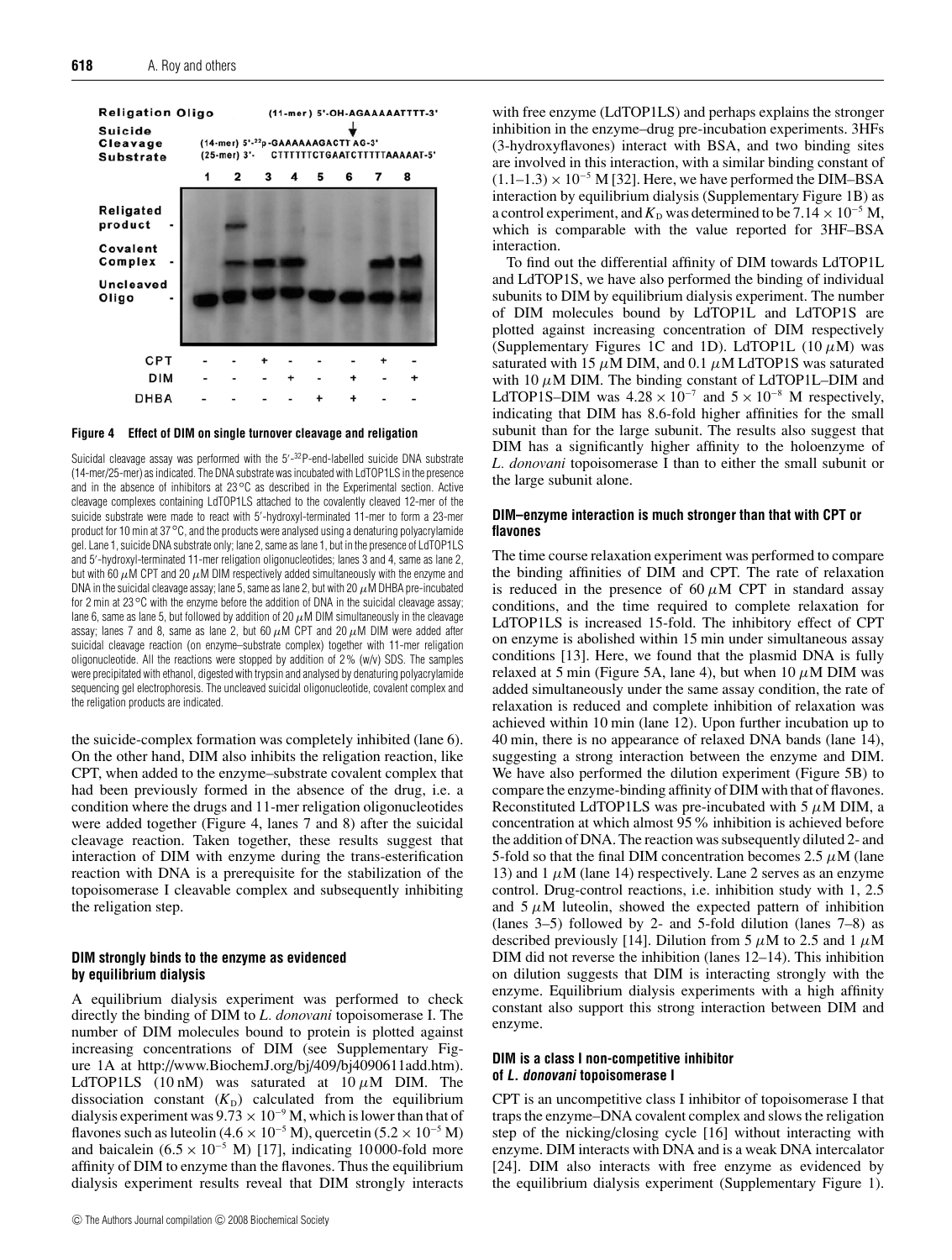**Figure 4 Effect of DIM on single turnover cleavage and religation**

Suicidal cleavage assay was performed with the 5′-$^{32}$P-end-labelled suicide DNA substrate (14-mer/25-mer) as indicated. The DNA substrate was incubated with LdTOP1LS in the presence and in the absence of inhibitors at 23 °C as described in the Experimental section. Active cleavage complexes containing LdTOP1LS attached to the covalently cleaved 12-mer of the suicide substrate were made to react with 5′-hydroxyl-terminated 11-mer to form a 23-mer product for 10 min at 37 °C, and the products were analysed using a denaturing polyacrylamide gel. Lane 1, suicide DNA substrate only; lane 2, same as lane 1, but in the presence of LdTOP1LS and 5′-hydroxyl-terminated 11-mer religation oligonucleotides; lanes 3 and 4, same as lane 2, but with 60 $\mu$M CPT and 20 $\mu$M DIM respectively added simultaneously with the enzyme and DNA in the suicidal cleavage assay; lane 5, same as lane 2, but with 20 $\mu$M DHBA pre-incubated for 2 min at 23 °C with the enzyme before the addition of DNA in the suicidal cleavage assay; lane 6, same as lane 5, but followed by addition of 20 $\mu$M DIM simultaneously in the cleavage assay; lanes 7 and 8, same as lane 2, but 60 $\mu$M CPT and 20 $\mu$M DIM were added after suicidal cleavage reaction (on enzyme–substrate complex) together with 11-mer religation oligonucleotide. All the reactions were stopped by addition of 2 % (w/v) SDS. The samples were precipitated with ethanol, digested with trypsin and analysed by denaturing polyacrylamide sequencing gel electrophoresis. The uncleaved suicidal oligonucleotide, covalent complex and the religation products are indicated.

the suicide-complex formation was completely inhibited (lane 6). On the other hand, DIM also inhibits the religation reaction, like CPT, when added to the enzyme–substrate covalent complex that had been previously formed in the absence of the drug, i.e. a condition where the drugs and 11-mer religation oligonucleotides were added together (Figure 4, lanes 7 and 8) after the suicidal cleavage reaction. Taken together, these results suggest that interaction of DIM with enzyme during the trans-esterification reaction with DNA is a prerequisite for the stabilization of the topoisomerase I cleavable complex and subsequently inhibiting the religation step.

### DIM strongly binds to the enzyme as evidenced by equilibrium dialysis

A equilibrium dialysis experiment was performed to check directly the binding of DIM to *L. donovani* topoisomerase I. The number of DIM molecules bound to protein is plotted against increasing concentrations of DIM (see Supplementary Figure 1A at http://www.BiochemJ.org/bj/409/bj4090611add.htm). LdTOP1LS (10 nM) was saturated at 10 $\mu$M DIM. The dissociation constant ($K_D$) calculated from the equilibrium dialysis experiment was $9.73 \times 10^{-9}$ M, which is lower than that of flavones such as luteolin ($4.6 \times 10^{-5}$ M), quercetin ($5.2 \times 10^{-5}$ M) and baicalein ($6.5 \times 10^{-5}$ M) [17], indicating 10 000-fold more affinity of DIM to enzyme than the flavones. Thus the equilibrium dialysis experiment results reveal that DIM strongly interacts with free enzyme (LdTOP1LS) and perhaps explains the stronger inhibition in the enzyme–drug pre-incubation experiments. 3HFs (3-hydroxyflavones) interact with BSA, and two binding sites are involved in this interaction, with a similar binding constant of $(1.1–1.3) \times 10^{-5}$ M [32]. Here, we have performed the DIM–BSA interaction by equilibrium dialysis (Supplementary Figure 1B) as a control experiment, and $K_D$ was determined to be $7.14 \times 10^{-5}$ M, which is comparable with the value reported for 3HF–BSA interaction.

To find out the differential affinity of DIM towards LdTOP1L and LdTOP1S, we have also performed the binding of individual subunits to DIM by equilibrium dialysis experiment. The number of DIM molecules bound by LdTOP1L and LdTOP1S are plotted against increasing concentration of DIM respectively (Supplementary Figures 1C and 1D). LdTOP1L (10 $\mu$M) was saturated with 15 $\mu$M DIM, and 0.1 $\mu$M LdTOP1S was saturated with 10 $\mu$M DIM. The binding constant of LdTOP1L–DIM and LdTOP1S–DIM was $4.28 \times 10^{-7}$ and $5 \times 10^{-8}$ M respectively, indicating that DIM has 8.6-fold higher affinities for the small subunit than for the large subunit. The results also suggest that DIM has a significantly higher affinity to the holoenzyme of *L. donovani* topoisomerase I than to either the small subunit or the large subunit alone.

### DIM–enzyme interaction is much stronger than that with CPT or flavones

The time course relaxation experiment was performed to compare the binding affinities of DIM and CPT. The rate of relaxation is reduced in the presence of 60 $\mu$M CPT in standard assay conditions, and the time required to complete relaxation for LdTOP1LS is increased 15-fold. The inhibitory effect of CPT on enzyme is abolished within 15 min under simultaneous assay conditions [13]. Here, we found that the plasmid DNA is fully relaxed at 5 min (Figure 5A, lane 4), but when 10 $\mu$M DIM was added simultaneously under the same assay condition, the rate of relaxation is reduced and complete inhibition of relaxation was achieved within 10 min (lane 12). Upon further incubation up to 40 min, there is no appearance of relaxed DNA bands (lane 14), suggesting a strong interaction between the enzyme and DIM. We have also performed the dilution experiment (Figure 5B) to compare the enzyme-binding affinity of DIM with that of flavones. Reconstituted LdTOP1LS was pre-incubated with 5 $\mu$M DIM, a concentration at which almost 95 % inhibition is achieved before the addition of DNA. The reaction was subsequently diluted 2- and 5-fold so that the final DIM concentration becomes 2.5 $\mu$M (lane 13) and 1 $\mu$M (lane 14) respectively. Lane 2 serves as an enzyme control. Drug-control reactions, i.e. inhibition study with 1, 2.5 and 5 $\mu$M luteolin, showed the expected pattern of inhibition (lanes 3–5) followed by 2- and 5-fold dilution (lanes 7–8) as described previously [14]. Dilution from 5 $\mu$M to 2.5 and 1 $\mu$M DIM did not reverse the inhibition (lanes 12–14). This inhibition on dilution suggests that DIM is interacting strongly with the enzyme. Equilibrium dialysis experiments with a high affinity constant also support this strong interaction between DIM and enzyme.

### DIM is a class I non-competitive inhibitor of *L. donovani* topoisomerase I

CPT is an uncompetitive class I inhibitor of topoisomerase I that traps the enzyme–DNA covalent complex and slows the religation step of the nicking/closing cycle [16] without interacting with enzyme. DIM interacts with DNA and is a weak DNA intercalator [24]. DIM also interacts with free enzyme as evidenced by the equilibrium dialysis experiment (Supplementary Figure 1).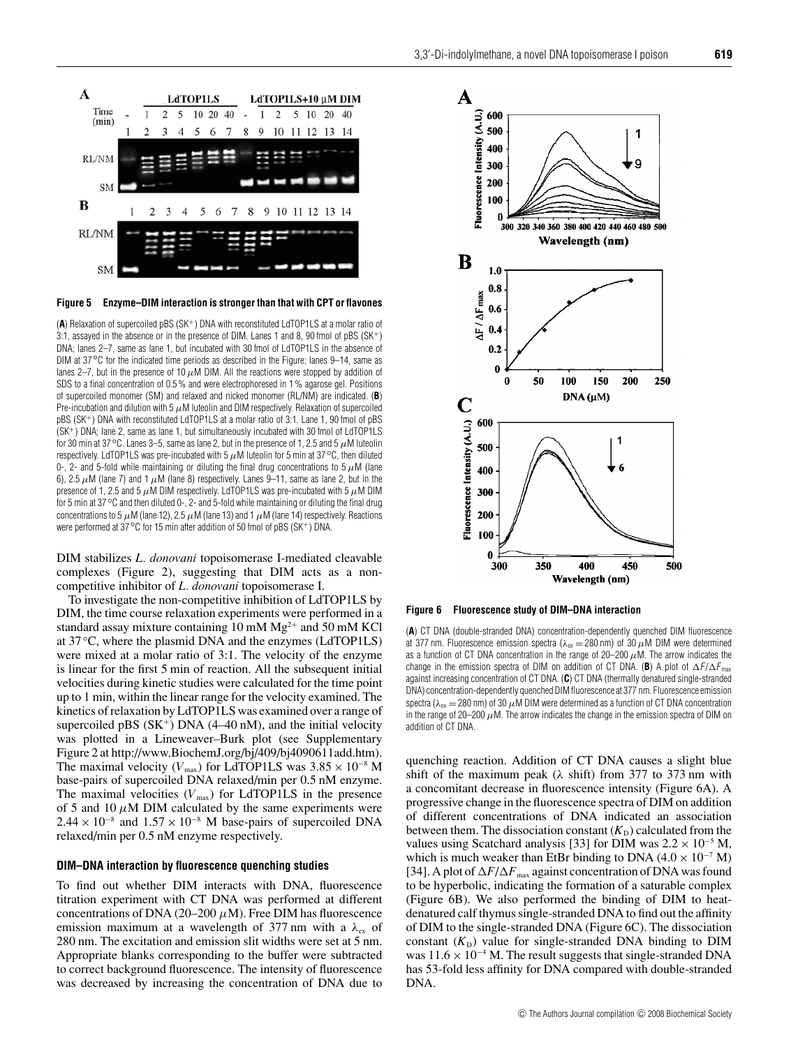**Figure 5 Enzyme–DIM interaction is stronger than that with CPT or flavones**

(**A**) Relaxation of supercoiled pBS ($SK^+$) DNA with reconstituted LdTOP1LS at a molar ratio of 3:1, assayed in the absence or in the presence of DIM. Lanes 1 and 8, 90 fmol of pBS ($SK^+$) DNA; lanes 2–7, same as lane 1, but incubated with 30 fmol of LdTOP1LS in the absence of DIM at 37 °C for the indicated time periods as described in the Figure; lanes 9–14, same as lanes 2–7, but in the presence of 10 $\mu$M DIM. All the reactions were stopped by addition of SDS to a final concentration of 0.5 % and were electrophoresed in 1 % agarose gel. Positions of supercoiled monomer (SM) and relaxed and nicked monomer (RL/NM) are indicated. (**B**) Pre-incubation and dilution with 5 $\mu$M luteolin and DIM respectively. Relaxation of supercoiled pBS ($SK^+$) DNA with reconstituted LdTOP1LS at a molar ratio of 3:1. Lane 1, 90 fmol of pBS ($SK^+$) DNA; lane 2, same as lane 1, but simultaneously incubated with 30 fmol of LdTOP1LS for 30 min at 37 °C. Lanes 3–5, same as lane 2, but in the presence of 1, 2.5 and 5 $\mu$M luteolin respectively. LdTOP1LS was pre-incubated with 5 $\mu$M luteolin for 5 min at 37 °C, then diluted 0-, 2- and 5-fold while maintaining or diluting the final drug concentrations to 5 $\mu$M (lane 6), 2.5 $\mu$M (lane 7) and 1 $\mu$M (lane 8) respectively. Lanes 9–11, same as lane 2, but in the presence of 1, 2.5 and 5 $\mu$M DIM respectively. LdTOP1LS was pre-incubated with 5 $\mu$M DIM for 5 min at 37 °C and then diluted 0-, 2- and 5-fold while maintaining or diluting the final drug concentrations to 5 $\mu$M (lane 12), 2.5 $\mu$M (lane 13) and 1 $\mu$M (lane 14) respectively. Reactions were performed at 37 °C for 15 min after addition of 50 fmol of pBS ($SK^+$) DNA.

DIM stabilizes *L. donovani* topoisomerase I-mediated cleavable complexes (Figure 2), suggesting that DIM acts as a non-competitive inhibitor of *L. donovani* topoisomerase I.

To investigate the non-competitive inhibition of LdTOP1LS by DIM, the time course relaxation experiments were performed in a standard assay mixture containing 10 mM $Mg^{2+}$ and 50 mM KCl at 37 °C, where the plasmid DNA and the enzymes (LdTOP1LS) were mixed at a molar ratio of 3:1. The velocity of the enzyme is linear for the first 5 min of reaction. All the subsequent initial velocities during kinetic studies were calculated for the time point up to 1 min, within the linear range for the velocity examined. The kinetics of relaxation by LdTOP1LS was examined over a range of supercoiled pBS ($SK^+$) DNA (4–40 nM), and the initial velocity was plotted in a Lineweaver–Burk plot (see Supplementary Figure 2 at http://www.BiochemJ.org/bj/409/bj4090611add.htm). The maximal velocity ($V_{max}$) for LdTOP1LS was $3.85 \times 10^{-8}$ M base-pairs of supercoiled DNA relaxed/min per 0.5 nM enzyme. The maximal velocities ($V_{max}$) for LdTOP1LS in the presence of 5 and 10 $\mu$M DIM calculated by the same experiments were $2.44 \times 10^{-8}$ and $1.57 \times 10^{-8}$ M base-pairs of supercoiled DNA relaxed/min per 0.5 nM enzyme respectively.

### DIM–DNA interaction by fluorescence quenching studies

To find out whether DIM interacts with DNA, fluorescence titration experiment with CT DNA was performed at different concentrations of DNA (20–200 $\mu$M). Free DIM has fluorescence emission maximum at a wavelength of 377 nm with a $\lambda_{ex}$ of 280 nm. The excitation and emission slit widths were set at 5 nm. Appropriate blanks corresponding to the buffer were subtracted to correct background fluorescence. The intensity of fluorescence was decreased by increasing the concentration of DNA due to quenching reaction. Addition of CT DNA causes a slight blue shift of the maximum peak ($\lambda$ shift) from 377 to 373 nm with a concomitant decrease in fluorescence intensity (Figure 6A). A progressive change in the fluorescence spectra of DIM on addition of different concentrations of DNA indicated an association between them. The dissociation constant ($K_D$) calculated from the values using Scatchard analysis [33] for DIM was $2.2 \times 10^{-5}$ M, which is much weaker than EtBr binding to DNA ($4.0 \times 10^{-7}$ M) [34]. A plot of $\Delta F/\Delta F_{max}$ against concentration of DNA was found to be hyperbolic, indicating the formation of a saturable complex (Figure 6B). We also performed the binding of DIM to heat-denatured calf thymus single-stranded DNA to find out the affinity of DIM to the single-stranded DNA (Figure 6C). The dissociation constant ($K_D$) value for single-stranded DNA binding to DIM was $11.6 \times 10^{-4}$ M. The result suggests that single-stranded DNA has 53-fold less affinity for DNA compared with double-stranded DNA.

**Figure 6 Fluorescence study of DIM–DNA interaction**

(**A**) CT DNA (double-stranded DNA) concentration-dependently quenched DIM fluorescence at 377 nm. Fluorescence emission spectra ($\lambda_{ex}$ = 280 nm) of 30 $\mu$M DIM were determined as a function of CT DNA concentration in the range of 20–200 $\mu$M. The arrow indicates the change in the emission spectra of DIM on addition of CT DNA. (**B**) A plot of $\Delta F/\Delta F_{max}$ against increasing concentration of CT DNA. (**C**) CT DNA (thermally denatured single-stranded DNA) concentration-dependently quenched DIM fluorescence at 377 nm. Fluorescence emission spectra ($\lambda_{ex}$ = 280 nm) of 30 $\mu$M DIM were determined as a function of CT DNA concentration in the range of 20–200 $\mu$M. The arrow indicates the change in the emission spectra of DIM on addition of CT DNA.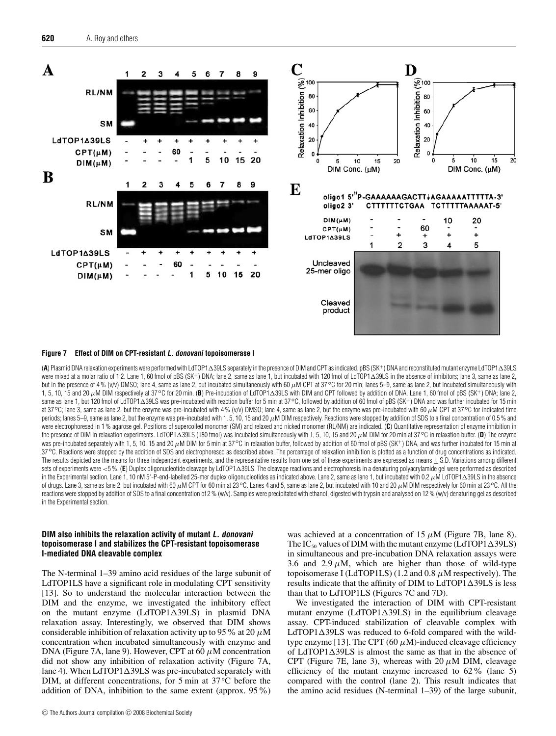**Figure 7 Effect of DIM on CPT-resistant *L. donovani* topoisomerase I**

(**A**) Plasmid DNA relaxation experiments were performed with LdTOP1Δ39LS separately in the presence of DIM and CPT as indicated. pBS (SK$^+$) DNA and reconstituted mutant enzyme LdTOP1Δ39LS were mixed at a molar ratio of 1:2. Lane 1, 60 fmol of pBS (SK$^+$) DNA; lane 2, same as lane 1, but incubated with 120 fmol of LdTOP1Δ39LS in the absence of inhibitors; lane 3, same as lane 2, but in the presence of 4 % (v/v) DMSO; lane 4, same as lane 2, but incubated simultaneously with 60 $\mu$M CPT at 37 °C for 20 min; lanes 5–9, same as lane 2, but incubated simultaneously with 1, 5, 10, 15 and 20 $\mu$M DIM respectively at 37 °C for 20 min. (**B**) Pre-incubation of LdTOP1Δ39LS with DIM and CPT followed by addition of DNA. Lane 1, 60 fmol of pBS (SK$^+$) DNA; lane 2, same as lane 1, but 120 fmol of LdTOP1Δ39LS was pre-incubated with reaction buffer for 5 min at 37 °C, followed by addition of 60 fmol of pBS (SK$^+$) DNA and was further incubated for 15 min at 37 °C; lane 3, same as lane 2, but the enzyme was pre-incubated with 4 % (v/v) DMSO; lane 4, same as lane 2, but the enzyme was pre-incubated with 60 $\mu$M CPT at 37 °C for indicated time periods; lanes 5–9, same as lane 2, but the enzyme was pre-incubated with 1, 5, 10, 15 and 20 $\mu$M DIM respectively. Reactions were stopped by addition of SDS to a final concentration of 0.5 % and were electrophoresed in 1 % agarose gel. Positions of supercoiled monomer (SM) and relaxed and nicked monomer (RL/NM) are indicated. (**C**) Quantitative representation of enzyme inhibition in the presence of DIM in relaxation experiments. LdTOP1Δ39LS (180 fmol) was incubated simultaneously with 1, 5, 10, 15 and 20 $\mu$M DIM for 20 min at 37 °C in relaxation buffer. (**D**) The enzyme was pre-incubated separately with 1, 5, 10, 15 and 20 $\mu$M DIM for 5 min at 37 °C in relaxation buffer, followed by addition of 60 fmol of pBS (SK$^+$) DNA, and was further incubated for 15 min at 37 °C. Reactions were stopped by the addition of SDS and electrophoresed as described above. The percentage of relaxation inhibition is plotted as a function of drug concentrations as indicated. The results depicted are the means for three independent experiments, and the representative results from one set of these experiments are expressed as means ± S.D. Variations among different sets of experiments were <5 %. (**E**) Duplex oligonucleotide cleavage by LdTOP1Δ39LS. The cleavage reactions and electrophoresis in a denaturing polyacrylamide gel were performed as described in the Experimental section. Lane 1, 10 nM 5′-P-end-labelled 25-mer duplex oligonucleotides as indicated above. Lane 2, same as lane 1, but incubated with 0.2 $\mu$M LdTOP1Δ39LS in the absence of drugs. Lane 3, same as lane 2, but incubated with 60 $\mu$M CPT for 60 min at 23 °C. Lanes 4 and 5, same as lane 2, but incubated with 10 and 20 $\mu$M DIM respectively for 60 min at 23 °C. All the reactions were stopped by addition of SDS to a final concentration of 2 % (w/v). Samples were precipitated with ethanol, digested with trypsin and analysed on 12 % (w/v) denaturing gel as described in the Experimental section.

### DIM also inhibits the relaxation activity of mutant *L. donovani* topoisomerase I and stabilizes the CPT-resistant topoisomerase I-mediated DNA cleavable complex

The N-terminal 1–39 amino acid residues of the large subunit of LdTOP1LS have a significant role in modulating CPT sensitivity [13]. So to understand the molecular interaction between the DIM and the enzyme, we investigated the inhibitory effect on the mutant enzyme (LdTOP1Δ39LS) in plasmid DNA relaxation assay. Interestingly, we observed that DIM shows considerable inhibition of relaxation activity up to 95 % at 20 $\mu$M concentration when incubated simultaneously with enzyme and DNA (Figure 7A, lane 9). However, CPT at 60 $\mu$M concentration did not show any inhibition of relaxation activity (Figure 7A, lane 4). When LdTOP1Δ39LS was pre-incubated separately with DIM, at different concentrations, for 5 min at 37 °C before the addition of DNA, inhibition to the same extent (approx. 95 %) was achieved at a concentration of 15 $\mu$M (Figure 7B, lane 8). The $IC_{50}$ values of DIM with the mutant enzyme (LdTOP1Δ39LS) in simultaneous and pre-incubation DNA relaxation assays were 3.6 and 2.9 $\mu$M, which are higher than those of wild-type topoisomerase I (LdTOP1LS) (1.2 and 0.8 $\mu$M respectively). The results indicate that the affinity of DIM to LdTOP1Δ39LS is less than that to LdTOP1LS (Figures 7C and 7D).

We investigated the interaction of DIM with CPT-resistant mutant enzyme (LdTOP1Δ39LS) in the equilibrium cleavage assay. CPT-induced stabilization of cleavable complex with LdTOP1Δ39LS was reduced to 6-fold compared with the wild-type enzyme [13]. The CPT (60 $\mu$M)-induced cleavage efficiency of LdTOP1Δ39LS is almost the same as that in the absence of CPT (Figure 7E, lane 3), whereas with 20 $\mu$M DIM, cleavage efficiency of the mutant enzyme increased to 62 % (lane 5) compared with the control (lane 2). This result indicates that the amino acid residues (N-terminal 1–39) of the large subunit,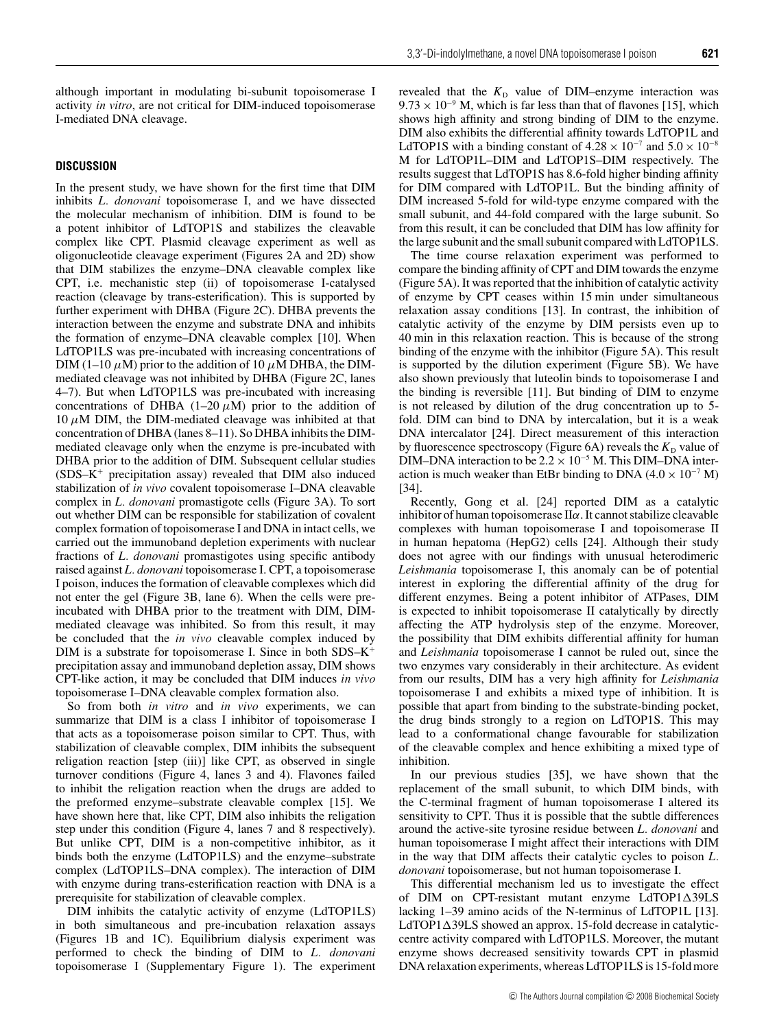although important in modulating bi-subunit topoisomerase I activity *in vitro*, are not critical for DIM-induced topoisomerase I-mediated DNA cleavage.

## DISCUSSION

In the present study, we have shown for the first time that DIM inhibits *L. donovani* topoisomerase I, and we have dissected the molecular mechanism of inhibition. DIM is found to be a potent inhibitor of LdTOP1S and stabilizes the cleavable complex like CPT. Plasmid cleavage experiment as well as oligonucleotide cleavage experiment (Figures 2A and 2D) show that DIM stabilizes the enzyme–DNA cleavable complex like CPT, i.e. mechanistic step (ii) of topoisomerase I-catalysed reaction (cleavage by trans-esterification). This is supported by further experiment with DHBA (Figure 2C). DHBA prevents the interaction between the enzyme and substrate DNA and inhibits the formation of enzyme–DNA cleavable complex [10]. When LdTOP1LS was pre-incubated with increasing concentrations of DIM (1–10 $\mu$M) prior to the addition of 10 $\mu$M DHBA, the DIM-mediated cleavage was not inhibited by DHBA (Figure 2C, lanes 4–7). But when LdTOP1LS was pre-incubated with increasing concentrations of DHBA (1–20 $\mu$M) prior to the addition of 10 $\mu$M DIM, the DIM-mediated cleavage was inhibited at that concentration of DHBA (lanes 8–11). So DHBA inhibits the DIM-mediated cleavage only when the enzyme is pre-incubated with DHBA prior to the addition of DIM. Subsequent cellular studies (SDS–$K^+$ precipitation assay) revealed that DIM also induced stabilization of *in vivo* covalent topoisomerase I–DNA cleavable complex in *L. donovani* promastigote cells (Figure 3A). To sort out whether DIM can be responsible for stabilization of covalent complex formation of topoisomerase I and DNA in intact cells, we carried out the immunoband depletion experiments with nuclear fractions of *L. donovani* promastigotes using specific antibody raised against *L. donovani* topoisomerase I. CPT, a topoisomerase I poison, induces the formation of cleavable complexes which did not enter the gel (Figure 3B, lane 6). When the cells were pre-incubated with DHBA prior to the treatment with DIM, DIM-mediated cleavage was inhibited. So from this result, it may be concluded that the *in vivo* cleavable complex induced by DIM is a substrate for topoisomerase I. Since in both SDS–$K^+$ precipitation assay and immunoband depletion assay, DIM shows CPT-like action, it may be concluded that DIM induces *in vivo* topoisomerase I–DNA cleavable complex formation also.

So from both *in vitro* and *in vivo* experiments, we can summarize that DIM is a class I inhibitor of topoisomerase I that acts as a topoisomerase poison similar to CPT. Thus, with stabilization of cleavable complex, DIM inhibits the subsequent religation reaction [step (iii)] like CPT, as observed in single turnover conditions (Figure 4, lanes 3 and 4). Flavones failed to inhibit the religation reaction when the drugs are added to the preformed enzyme–substrate cleavable complex [15]. We have shown here that, like CPT, DIM also inhibits the religation step under this condition (Figure 4, lanes 7 and 8 respectively). But unlike CPT, DIM is a non-competitive inhibitor, as it binds both the enzyme (LdTOP1LS) and the enzyme–substrate complex (LdTOP1LS–DNA complex). The interaction of DIM with enzyme during trans-esterification reaction with DNA is a prerequisite for stabilization of cleavable complex.

DIM inhibits the catalytic activity of enzyme (LdTOP1LS) in both simultaneous and pre-incubation relaxation assays (Figures 1B and 1C). Equilibrium dialysis experiment was performed to check the binding of DIM to *L. donovani* topoisomerase I (Supplementary Figure 1). The experiment revealed that the $K_D$ value of DIM–enzyme interaction was $9.73 \times 10^{-9}$ M, which is far less than that of flavones [15], which shows high affinity and strong binding of DIM to the enzyme. DIM also exhibits the differential affinity towards LdTOP1L and LdTOP1S with a binding constant of $4.28 \times 10^{-7}$ and $5.0 \times 10^{-8}$ M for LdTOP1L–DIM and LdTOP1S–DIM respectively. The results suggest that LdTOP1S has 8.6-fold higher binding affinity for DIM compared with LdTOP1L. But the binding affinity of DIM increased 5-fold for wild-type enzyme compared with the small subunit, and 44-fold compared with the large subunit. So from this result, it can be concluded that DIM has low affinity for the large subunit and the small subunit compared with LdTOP1LS.

The time course relaxation experiment was performed to compare the binding affinity of CPT and DIM towards the enzyme (Figure 5A). It was reported that the inhibition of catalytic activity of enzyme by CPT ceases within 15 min under simultaneous relaxation assay conditions [13]. In contrast, the inhibition of catalytic activity of the enzyme by DIM persists even up to 40 min in this relaxation reaction. This is because of the strong binding of the enzyme with the inhibitor (Figure 5A). This result is supported by the dilution experiment (Figure 5B). We have also shown previously that luteolin binds to topoisomerase I and the binding is reversible [11]. But binding of DIM to enzyme is not released by dilution of the drug concentration up to 5-fold. DIM can bind to DNA by intercalation, but it is a weak DNA intercalator [24]. Direct measurement of this interaction by fluorescence spectroscopy (Figure 6A) reveals the $K_D$ value of DIM–DNA interaction to be $2.2 \times 10^{-5}$ M. This DIM–DNA interaction is much weaker than EtBr binding to DNA ($4.0 \times 10^{-7}$ M) [34].

Recently, Gong et al. [24] reported DIM as a catalytic inhibitor of human topoisomerase II$\alpha$. It cannot stabilize cleavable complexes with human topoisomerase I and topoisomerase II in human hepatoma (HepG2) cells [24]. Although their study does not agree with our findings with unusual heterodimeric *Leishmania* topoisomerase I, this anomaly can be of potential interest in exploring the differential affinity of the drug for different enzymes. Being a potent inhibitor of ATPases, DIM is expected to inhibit topoisomerase II catalytically by directly affecting the ATP hydrolysis step of the enzyme. Moreover, the possibility that DIM exhibits differential affinity for human and *Leishmania* topoisomerase I cannot be ruled out, since the two enzymes vary considerably in their architecture. As evident from our results, DIM has a very high affinity for *Leishmania* topoisomerase I and exhibits a mixed type of inhibition. It is possible that apart from binding to the substrate-binding pocket, the drug binds strongly to a region on LdTOP1S. This may lead to a conformational change favourable for stabilization of the cleavable complex and hence exhibiting a mixed type of inhibition.

In our previous studies [35], we have shown that the replacement of the small subunit, to which DIM binds, with the C-terminal fragment of human topoisomerase I altered its sensitivity to CPT. Thus it is possible that the subtle differences around the active-site tyrosine residue between *L. donovani* and human topoisomerase I might affect their interactions with DIM in the way that DIM affects their catalytic cycles to poison *L. donovani* topoisomerase, but not human topoisomerase I.

This differential mechanism led us to investigate the effect of DIM on CPT-resistant mutant enzyme LdTOP1Δ39LS lacking 1–39 amino acids of the N-terminus of LdTOP1L [13]. LdTOP1Δ39LS showed an approx. 15-fold decrease in catalytic-centre activity compared with LdTOP1LS. Moreover, the mutant enzyme shows decreased sensitivity towards CPT in plasmid DNA relaxation experiments, whereas LdTOP1LS is 15-fold more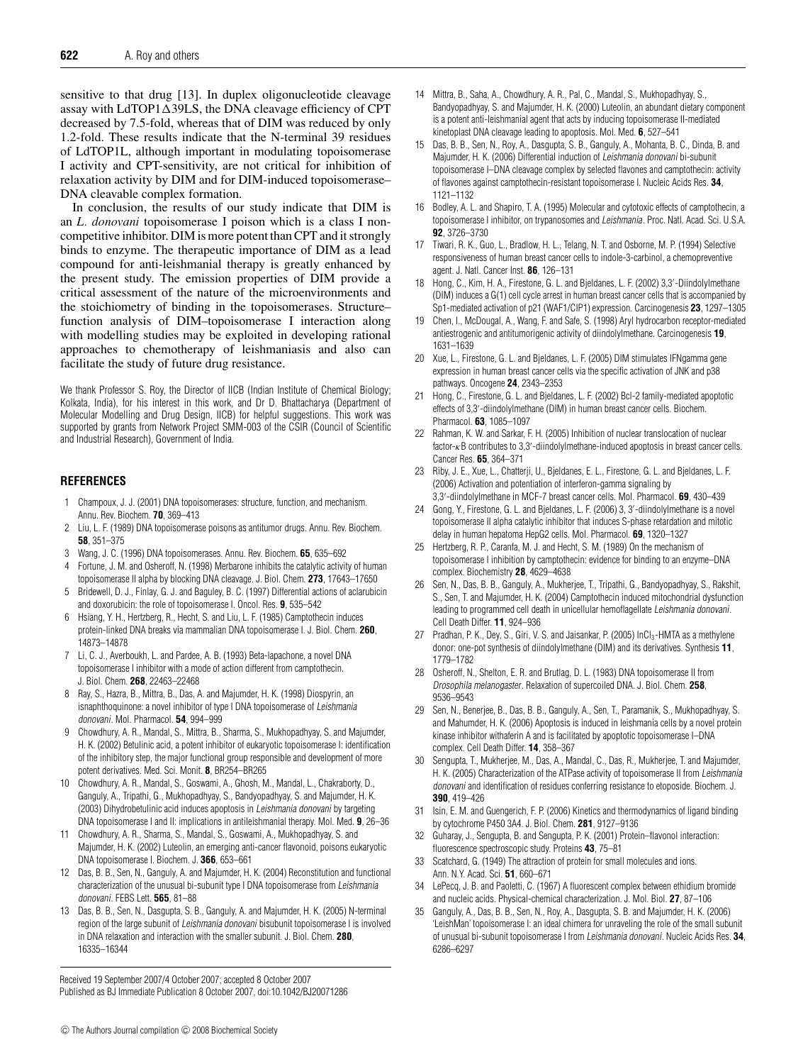sensitive to that drug [13]. In duplex oligonucleotide cleavage assay with LdTOP1Δ39LS, the DNA cleavage efficiency of CPT decreased by 7.5-fold, whereas that of DIM was reduced by only 1.2-fold. These results indicate that the N-terminal 39 residues of LdTOP1L, although important in modulating topoisomerase I activity and CPT-sensitivity, are not critical for inhibition of relaxation activity by DIM and for DIM-induced topoisomerase–DNA cleavable complex formation.

In conclusion, the results of our study indicate that DIM is an *L. donovani* topoisomerase I poison which is a class I non-competitive inhibitor. DIM is more potent than CPT and it strongly binds to enzyme. The therapeutic importance of DIM as a lead compound for anti-leishmanial therapy is greatly enhanced by the present study. The emission properties of DIM provide a critical assessment of the nature of the microenvironments and the stoichiometry of binding in the topoisomerases. Structure–function analysis of DIM–topoisomerase I interaction along with modelling studies may be exploited in developing rational approaches to chemotherapy of leishmaniasis and also can facilitate the study of future drug resistance.

We thank Professor S. Roy, the Director of IICB (Indian Institute of Chemical Biology; Kolkata, India), for his interest in this work, and Dr D. Bhattacharya (Department of Molecular Modelling and Drug Design, IICB) for helpful suggestions. This work was supported by grants from Network Project SMM-003 of the CSIR (Council of Scientific and Industrial Research), Government of India.

## REFERENCES

1 Champoux, J. J. (2001) DNA topoisomerases: structure, function, and mechanism. Annu. Rev. Biochem. **70**, 369–413

2 Liu, L. F. (1989) DNA topoisomerase poisons as antitumor drugs. Annu. Rev. Biochem. **58**, 351–375

3 Wang, J. C. (1996) DNA topoisomerases. Annu. Rev. Biochem. **65**, 635–692

4 Fortune, J. M. and Osheroff, N. (1998) Merbarone inhibits the catalytic activity of human topoisomerase II alpha by blocking DNA cleavage. J. Biol. Chem. **273**, 17643–17650

5 Bridewell, D. J., Finlay, G. J. and Baguley, B. C. (1997) Differential actions of aclarubicin and doxorubicin: the role of topoisomerase I. Oncol. Res. **9**, 535–542

6 Hsiang, Y. H., Hertzberg, R., Hecht, S. and Liu, L. F. (1985) Camptothecin induces protein-linked DNA breaks via mammalian DNA topoisomerase I. J. Biol. Chem. **260**, 14873–14878

7 Li, C. J., Averboukh, L. and Pardee, A. B. (1993) Beta-lapachone, a novel DNA topoisomerase I inhibitor with a mode of action different from camptothecin. J. Biol. Chem. **268**, 22463–22468

8 Ray, S., Hazra, B., Mittra, B., Das, A. and Majumder, H. K. (1998) Diospyrin, an isnaphthoquinone: a novel inhibitor of type I DNA topoisomerase of *Leishmania donovani*. Mol. Pharmacol. **54**, 994–999

9 Chowdhury, A. R., Mandal, S., Mittra, B., Sharma, S., Mukhopadhyay, S. and Majumder, H. K. (2002) Betulinic acid, a potent inhibitor of eukaryotic topoisomerase I: identification of the inhibitory step, the major functional group responsible and development of more potent derivatives. Med. Sci. Monit. **8**, BR254–BR265

10 Chowdhury, A. R., Mandal, S., Goswami, A., Ghosh, M., Mandal, L., Chakraborty, D., Ganguly, A., Tripathi, G., Mukhopadhyay, S., Bandyopadhyay, S. and Majumder, H. K. (2003) Dihydrobetulinic acid induces apoptosis in *Leishmania donovani* by targeting DNA topoisomerase I and II: implications in antileishmanial therapy. Mol. Med. **9**, 26–36

11 Chowdhury, A. R., Sharma, S., Mandal, S., Goswami, A., Mukhopadhyay, S. and Majumder, H. K. (2002) Luteolin, an emerging anti-cancer flavonoid, poisons eukaryotic DNA topoisomerase I. Biochem. J. **366**, 653–661

12 Das, B. B., Sen, N., Ganguly, A. and Majumder, H. K. (2004) Reconstitution and functional characterization of the unusual bi-subunit type I DNA topoisomerase from *Leishmania donovani*. FEBS Lett. **565**, 81–88

13 Das, B. B., Sen, N., Dasgupta, S. B., Ganguly, A. and Majumder, H. K. (2005) N-terminal region of the large subunit of *Leishmania donovani* bisubunit topoisomerase I is involved in DNA relaxation and interaction with the smaller subunit. J. Biol. Chem. **280**, 16335–16344

14 Mittra, B., Saha, A., Chowdhury, A. R., Pal, C., Mandal, S., Mukhopadhyay, S., Bandyopadhyay, S. and Majumder, H. K. (2000) Luteolin, an abundant dietary component is a potent anti-leishmanial agent that acts by inducing topoisomerase II-mediated kinetoplast DNA cleavage leading to apoptosis. Mol. Med. **6**, 527–541

15 Das, B. B., Sen, N., Roy, A., Dasgupta, S. B., Ganguly, A., Mohanta, B. C., Dinda, B. and Majumder, H. K. (2006) Differential induction of *Leishmania donovani* bi-subunit topoisomerase I–DNA cleavage complex by selected flavones and camptothecin: activity of flavones against camptothecin-resistant topoisomerase I. Nucleic Acids Res. **34**, 1121–1132

16 Bodley, A. L. and Shapiro, T. A. (1995) Molecular and cytotoxic effects of camptothecin, a topoisomerase I inhibitor, on trypanosomes and *Leishmania*. Proc. Natl. Acad. Sci. U.S.A. **92**, 3726–3730

17 Tiwari, R. K., Guo, L., Bradlow, H. L., Telang, N. T. and Osborne, M. P. (1994) Selective responsiveness of human breast cancer cells to indole-3-carbinol, a chemopreventive agent. J. Natl. Cancer Inst. **86**, 126–131

18 Hong, C., Kim, H. A., Firestone, G. L. and Bjeldanes, L. F. (2002) 3,3′-Diindolylmethane (DIM) induces a G(1) cell cycle arrest in human breast cancer cells that is accompanied by Sp1-mediated activation of p21 (WAF1/CIP1) expression. Carcinogenesis **23**, 1297–1305

19 Chen, I., McDougal, A., Wang, F. and Safe, S. (1998) Aryl hydrocarbon receptor-mediated antiestrogenic and antitumorigenic activity of diindolylmethane. Carcinogenesis **19**, 1631–1639

20 Xue, L., Firestone, G. L. and Bjeldanes, L. F. (2005) DIM stimulates IFNgamma gene expression in human breast cancer cells via the specific activation of JNK and p38 pathways. Oncogene **24**, 2343–2353

21 Hong, C., Firestone, G. L. and Bjeldanes, L. F. (2002) Bcl-2 family-mediated apoptotic effects of 3,3′-diindolylmethane (DIM) in human breast cancer cells. Biochem. Pharmacol. **63**, 1085–1097

22 Rahman, K. W. and Sarkar, F. H. (2005) Inhibition of nuclear translocation of nuclear factor-κB contributes to 3,3′-diindolylmethane-induced apoptosis in breast cancer cells. Cancer Res. **65**, 364–371

23 Riby, J. E., Xue, L., Chatterji, U., Bjeldanes, E. L., Firestone, G. L. and Bjeldanes, L. F. (2006) Activation and potentiation of interferon-gamma signaling by 3,3′-diindolylmethane in MCF-7 breast cancer cells. Mol. Pharmacol. **69**, 430–439

24 Gong, Y., Firestone, G. L. and Bjeldanes, L. F. (2006) 3, 3′-diindolylmethane is a novel topoisomerase II alpha catalytic inhibitor that induces S-phase retardation and mitotic delay in human hepatoma HepG2 cells. Mol. Pharmacol. **69**, 1320–1327

25 Hertzberg, R. P., Caranfa, M. J. and Hecht, S. M. (1989) On the mechanism of topoisomerase I inhibition by camptothecin: evidence for binding to an enzyme–DNA complex. Biochemistry **28**, 4629–4638

26 Sen, N., Das, B. B., Ganguly, A., Mukherjee, T., Tripathi, G., Bandyopadhyay, S., Rakshit, S., Sen, T. and Majumder, H. K. (2004) Camptothecin induced mitochondrial dysfunction leading to programmed cell death in unicellular hemoflagellate *Leishmania donovani*. Cell Death Differ. **11**, 924–936

27 Pradhan, P. K., Dey, S., Giri, V. S. and Jaisankar, P. (2005) $InCl_3$-HMTA as a methylene donor: one-pot synthesis of diindolylmethane (DIM) and its derivatives. Synthesis **11**, 1779–1782

28 Osheroff, N., Shelton, E. R. and Brutlag, D. L. (1983) DNA topoisomerase II from *Drosophila melanogaster*. Relaxation of supercoiled DNA. J. Biol. Chem. **258**, 9536–9543

29 Sen, N., Benerjee, B., Das, B. B., Ganguly, A., Sen, T., Paramanik, S., Mukhopadhyay, S. and Mahumder, H. K. (2006) Apoptosis is induced in leishmania cells by a novel protein kinase inhibitor withaferin A and is facilitated by apoptotic topoisomerase I–DNA complex. Cell Death Differ. **14**, 358–367

30 Sengupta, T., Mukherjee, M., Das, A., Mandal, C., Das, R., Mukherjee, T. and Majumder, H. K. (2005) Characterization of the ATPase activity of topoisomerase II from *Leishmania donovani* and identification of residues conferring resistance to etoposide. Biochem. J. **390**, 419–426

31 Isin, E. M. and Guengerich, F. P. (2006) Kinetics and thermodynamics of ligand binding by cytochrome P450 3A4. J. Biol. Chem. **281**, 9127–9136

32 Guharay, J., Sengupta, B. and Sengupta, P. K. (2001) Protein–flavonol interaction: fluorescence spectroscopic study. Proteins **43**, 75–81

33 Scatchard, G. (1949) The attraction of protein for small molecules and ions. Ann. N.Y. Acad. Sci. **51**, 660–671

34 LePecq, J. B. and Paoletti, C. (1967) A fluorescent complex between ethidium bromide and nucleic acids. Physical-chemical characterization. J. Mol. Biol. **27**, 87–106

35 Ganguly, A., Das, B. B., Sen, N., Roy, A., Dasgupta, S. B. and Majumder, H. K. (2006) 'LeishMan' topoisomerase I: an ideal chimera for unraveling the role of the small subunit of unusual bi-subunit topoisomerase I from *Leishmania donovani*. Nucleic Acids Res. **34**, 6286–6297

Received 19 September 2007/4 October 2007; accepted 8 October 2007
Published as BJ Immediate Publication 8 October 2007, doi:10.1042/BJ20071286